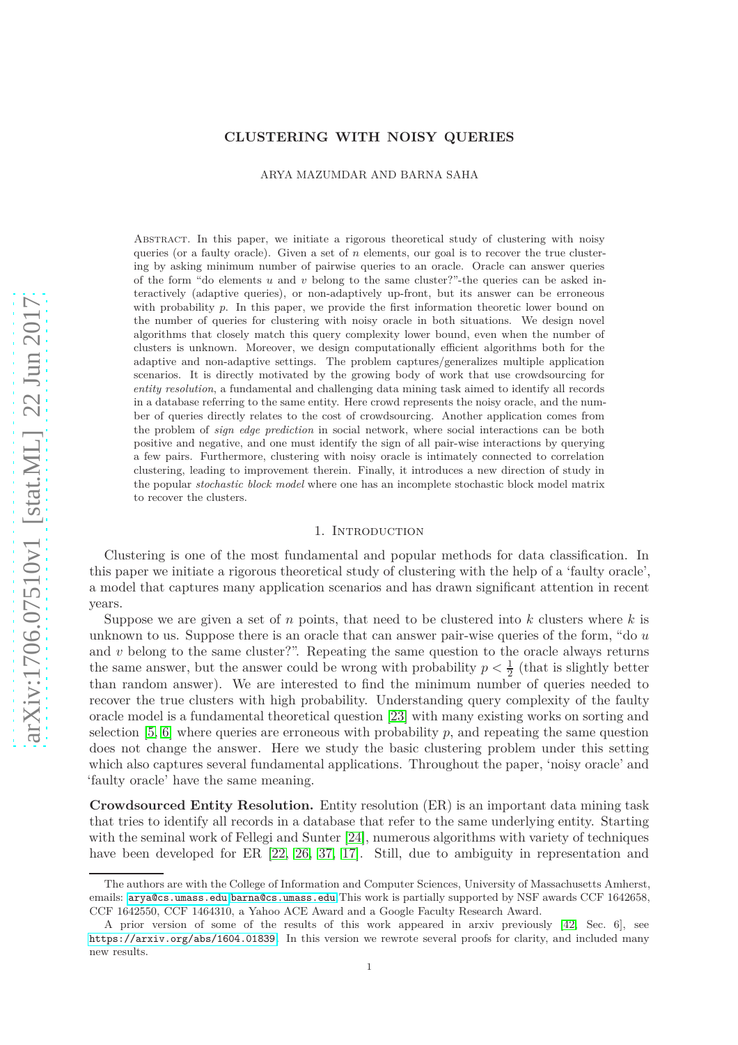# CLUSTERING WITH NOISY QUERIES

ARYA MAZUMDAR AND BARNA SAHA

Abstract. In this paper, we initiate a rigorous theoretical study of clustering with noisy queries (or a faulty oracle). Given a set of $n$ elements, our goal is to recover the true clustering by asking minimum number of pairwise queries to an oracle. Oracle can answer queries of the form "do elements $u$ and $v$ belong to the same cluster?"-the queries can be asked interactively (adaptive queries), or non-adaptively up-front, but its answer can be erroneous with probability $p$. In this paper, we provide the first information theoretic lower bound on the number of queries for clustering with noisy oracle in both situations. We design novel algorithms that closely match this query complexity lower bound, even when the number of clusters is unknown. Moreover, we design computationally efficient algorithms both for the adaptive and non-adaptive settings. The problem captures/generalizes multiple application scenarios. It is directly motivated by the growing body of work that use crowdsourcing for *entity resolution*, a fundamental and challenging data mining task aimed to identify all records in a database referring to the same entity. Here crowd represents the noisy oracle, and the number of queries directly relates to the cost of crowdsourcing. Another application comes from the problem of *sign edge prediction* in social network, where social interactions can be both positive and negative, and one must identify the sign of all pair-wise interactions by querying a few pairs. Furthermore, clustering with noisy oracle is intimately connected to correlation clustering, leading to improvement therein. Finally, it introduces a new direction of study in the popular *stochastic block model* where one has an incomplete stochastic block model matrix to recover the clusters.

## 1. Introduction

Clustering is one of the most fundamental and popular methods for data classification. In this paper we initiate a rigorous theoretical study of clustering with the help of a 'faulty oracle', a model that captures many application scenarios and has drawn significant attention in recent years.

Suppose we are given a set of $n$ points, that need to be clustered into $k$ clusters where $k$ is unknown to us. Suppose there is an oracle that can answer pair-wise queries of the form, "do $u$ and $v$ belong to the same cluster?". Repeating the same question to the oracle always returns the same answer, but the answer could be wrong with probability $p < \frac{1}{2}$ (that is slightly better than random answer). We are interested to find the minimum number of queries needed to recover the true clusters with high probability. Understanding query complexity of the faulty oracle model is a fundamental theoretical question [23] with many existing works on sorting and selection [5, 6] where queries are erroneous with probability $p$, and repeating the same question does not change the answer. Here we study the basic clustering problem under this setting which also captures several fundamental applications. Throughout the paper, 'noisy oracle' and 'faulty oracle' have the same meaning.

**Crowdsourced Entity Resolution.** Entity resolution (ER) is an important data mining task that tries to identify all records in a database that refer to the same underlying entity. Starting with the seminal work of Fellegi and Sunter [24], numerous algorithms with variety of techniques have been developed for ER [22, 26, 37, 17]. Still, due to ambiguity in representation and

---

The authors are with the College of Information and Computer Sciences, University of Massachusetts Amherst, emails: arya@cs.umass.edu,barna@cs.umass.edu.This work is partially supported by NSF awards CCF 1642658, CCF 1642550, CCF 1464310, a Yahoo ACE Award and a Google Faculty Research Award.

A prior version of some of the results of this work appeared in arxiv previously [42, Sec. 6], see https://arxiv.org/abs/1604.01839. In this version we rewrote several proofs for clarity, and included many new results.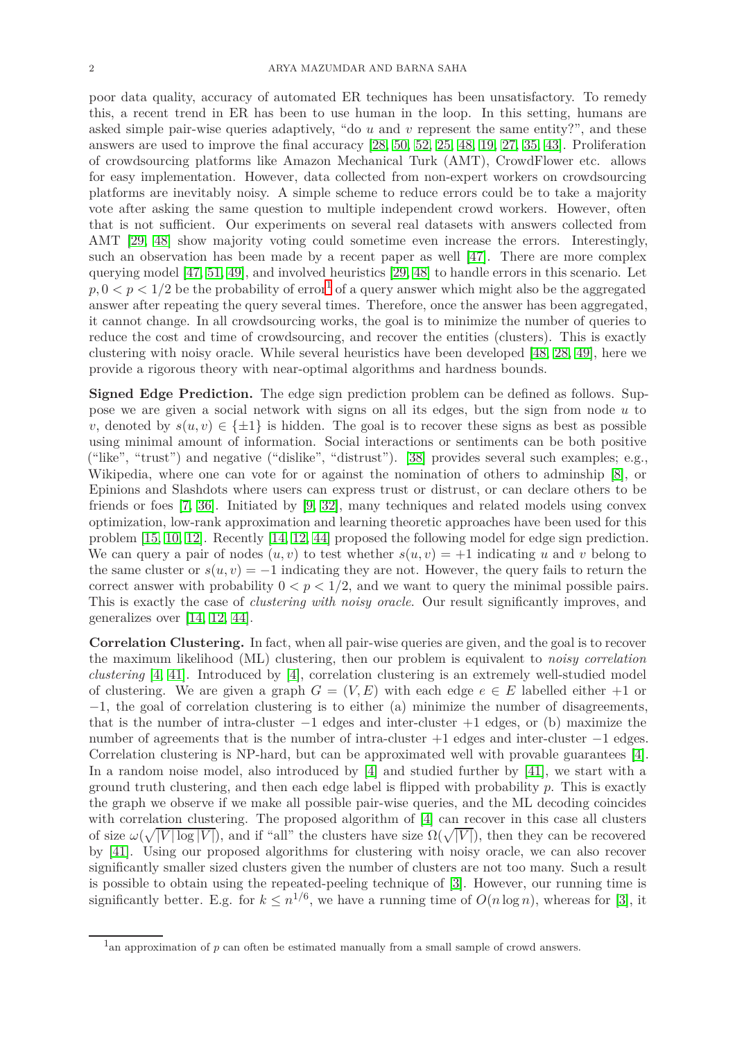poor data quality, accuracy of automated ER techniques has been unsatisfactory. To remedy this, a recent trend in ER has been to use human in the loop. In this setting, humans are asked simple pair-wise queries adaptively, "do $u$ and $v$ represent the same entity?", and these answers are used to improve the final accuracy [28, 50, 52, 25, 48, 19, 27, 35, 43]. Proliferation of crowdsourcing platforms like Amazon Mechanical Turk (AMT), CrowdFlower etc. allows for easy implementation. However, data collected from non-expert workers on crowdsourcing platforms are inevitably noisy. A simple scheme to reduce errors could be to take a majority vote after asking the same question to multiple independent crowd workers. However, often that is not sufficient. Our experiments on several real datasets with answers collected from AMT [29, 48] show majority voting could sometime even increase the errors. Interestingly, such an observation has been made by a recent paper as well [47]. There are more complex querying model [47, 51, 49], and involved heuristics [29, 48] to handle errors in this scenario. Let $p, 0 < p < 1/2$ be the probability of error[1] of a query answer which might also be the aggregated answer after repeating the query several times. Therefore, once the answer has been aggregated, it cannot change. In all crowdsourcing works, the goal is to minimize the number of queries to reduce the cost and time of crowdsourcing, and recover the entities (clusters). This is exactly clustering with noisy oracle. While several heuristics have been developed [48, 28, 49], here we provide a rigorous theory with near-optimal algorithms and hardness bounds.

**Signed Edge Prediction.** The edge sign prediction problem can be defined as follows. Suppose we are given a social network with signs on all its edges, but the sign from node $u$ to $v$, denoted by $s(u, v) \in \{\pm 1\}$ is hidden. The goal is to recover these signs as best as possible using minimal amount of information. Social interactions or sentiments can be both positive ("like", "trust") and negative ("dislike", "distrust"). [38] provides several such examples; e.g., Wikipedia, where one can vote for or against the nomination of others to adminship [8], or Epinions and Slashdots where users can express trust or distrust, or can declare others to be friends or foes [7, 36]. Initiated by [9, 32], many techniques and related models using convex optimization, low-rank approximation and learning theoretic approaches have been used for this problem [15, 10, 12]. Recently [14, 12, 44] proposed the following model for edge sign prediction. We can query a pair of nodes $(u, v)$ to test whether $s(u, v) = +1$ indicating $u$ and $v$ belong to the same cluster or $s(u, v) = -1$ indicating they are not. However, the query fails to return the correct answer with probability $0 < p < 1/2$, and we want to query the minimal possible pairs. This is exactly the case of *clustering with noisy oracle*. Our result significantly improves, and generalizes over [14, 12, 44].

**Correlation Clustering.** In fact, when all pair-wise queries are given, and the goal is to recover the maximum likelihood (ML) clustering, then our problem is equivalent to *noisy correlation clustering* [4, 41]. Introduced by [4], correlation clustering is an extremely well-studied model of clustering. We are given a graph $G = (V, E)$ with each edge $e \in E$ labelled either $+1$ or $-1$, the goal of correlation clustering is to either (a) minimize the number of disagreements, that is the number of intra-cluster $-1$ edges and inter-cluster $+1$ edges, or (b) maximize the number of agreements that is the number of intra-cluster $+1$ edges and inter-cluster $-1$ edges. Correlation clustering is NP-hard, but can be approximated well with provable guarantees [4]. In a random noise model, also introduced by [4] and studied further by [41], we start with a ground truth clustering, and then each edge label is flipped with probability $p$. This is exactly the graph we observe if we make all possible pair-wise queries, and the ML decoding coincides with correlation clustering. The proposed algorithm of [4] can recover in this case all clusters of size $\omega(\sqrt{|V| \log |V|})$, and if "all" the clusters have size $\Omega(\sqrt{|V|})$, then they can be recovered by [41]. Using our proposed algorithms for clustering with noisy oracle, we can also recover significantly smaller sized clusters given the number of clusters are not too many. Such a result is possible to obtain using the repeated-peeling technique of [3]. However, our running time is significantly better. E.g. for $k \leq n^{1/6}$, we have a running time of $O(n \log n)$, whereas for [3], it

[1] an approximation of $p$ can often be estimated manually from a small sample of crowd answers.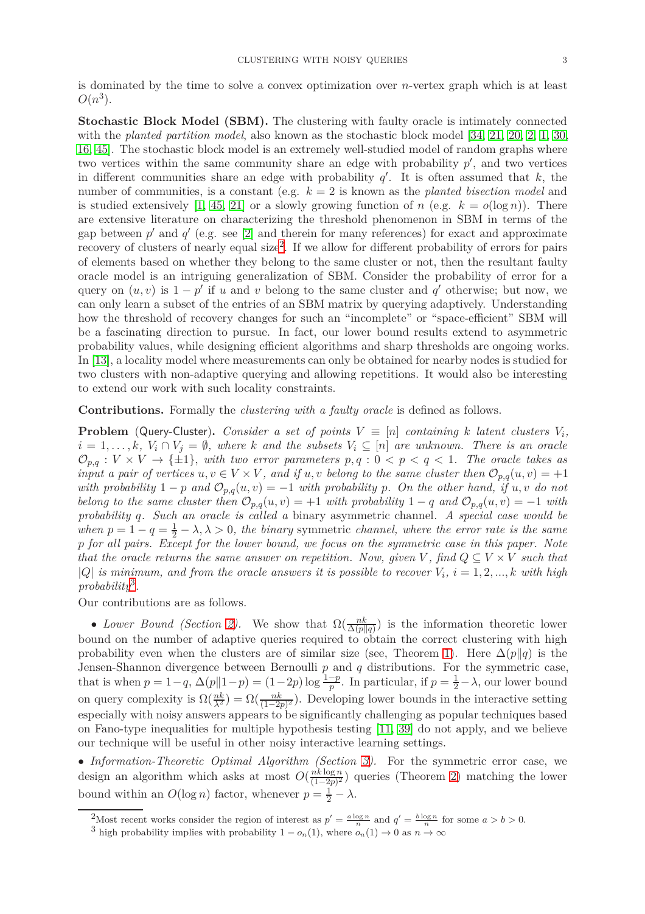is dominated by the time to solve a convex optimization over $n$-vertex graph which is at least $O(n^3)$.

**Stochastic Block Model (SBM).** The clustering with faulty oracle is intimately connected with the *planted partition model*, also known as the stochastic block model [34, 21, 20, 2, 1, 30, 16, 45]. The stochastic block model is an extremely well-studied model of random graphs where two vertices within the same community share an edge with probability $p'$, and two vertices in different communities share an edge with probability $q'$. It is often assumed that $k$, the number of communities, is a constant (e.g. $k = 2$ is known as the *planted bisection model* and is studied extensively [1, 45, 21] or a slowly growing function of $n$ (e.g. $k = o(\log n)$). There are extensive literature on characterizing the threshold phenomenon in SBM in terms of the gap between $p'$ and $q'$ (e.g. see [2] and therein for many references) for exact and approximate recovery of clusters of nearly equal size[2]. If we allow for different probability of errors for pairs of elements based on whether they belong to the same cluster or not, then the resultant faulty oracle model is an intriguing generalization of SBM. Consider the probability of error for a query on $(u, v)$ is $1 - p'$ if $u$ and $v$ belong to the same cluster and $q'$ otherwise; but now, we can only learn a subset of the entries of an SBM matrix by querying adaptively. Understanding how the threshold of recovery changes for such an "incomplete" or "space-efficient" SBM will be a fascinating direction to pursue. In fact, our lower bound results extend to asymmetric probability values, while designing efficient algorithms and sharp thresholds are ongoing works. In [13], a locality model where measurements can only be obtained for nearby nodes is studied for two clusters with non-adaptive querying and allowing repetitions. It would also be interesting to extend our work with such locality constraints.

**Contributions.** Formally the *clustering with a faulty oracle* is defined as follows.

**Problem** (Query-Cluster). *Consider a set of points $V \equiv [n]$ containing $k$ latent clusters $V_i$, $i = 1, \ldots, k$, $V_i \cap V_j = \emptyset$, where $k$ and the subsets $V_i \subseteq [n]$ are unknown. There is an oracle $\mathcal{O}_{p,q} : V \times V \to \{\pm 1\}$, with two error parameters $p, q : 0 < p < q < 1$. The oracle takes as input a pair of vertices $u, v \in V \times V$, and if $u, v$ belong to the same cluster then $\mathcal{O}_{p,q}(u, v) = +1$ with probability $1 - p$ and $\mathcal{O}_{p,q}(u, v) = -1$ with probability $p$. On the other hand, if $u, v$ do not belong to the same cluster then $\mathcal{O}_{p,q}(u, v) = +1$ with probability $1 - q$ and $\mathcal{O}_{p,q}(u, v) = -1$ with probability $q$. Such an oracle is called a* binary asymmetric *channel. A special case would be when $p = 1 - q = \frac{1}{2} - \lambda, \lambda > 0$, the binary* symmetric *channel, where the error rate is the same $p$ for all pairs. Except for the lower bound, we focus on the symmetric case in this paper. Note that the oracle returns the same answer on repetition. Now, given $V$, find $Q \subseteq V \times V$ such that $|Q|$ is minimum, and from the oracle answers it is possible to recover $V_i$, $i = 1, 2, ..., k$ with high probability*[3].

Our contributions are as follows.

- *Lower Bound (Section 2).* We show that $\Omega(\frac{nk}{\Delta(p\|q)})$ is the information theoretic lower bound on the number of adaptive queries required to obtain the correct clustering with high probability even when the clusters are of similar size (see, Theorem 1). Here $\Delta(p\|q)$ is the Jensen-Shannon divergence between Bernoulli $p$ and $q$ distributions. For the symmetric case, that is when $p = 1 - q$, $\Delta(p\|1-p) = (1-2p)\log\frac{1-p}{p}$. In particular, if $p = \frac{1}{2} - \lambda$, our lower bound on query complexity is $\Omega(\frac{nk}{\lambda^2}) = \Omega(\frac{nk}{(1-2p)^2})$. Developing lower bounds in the interactive setting especially with noisy answers appears to be significantly challenging as popular techniques based on Fano-type inequalities for multiple hypothesis testing [11, 39] do not apply, and we believe our technique will be useful in other noisy interactive learning settings.
- *Information-Theoretic Optimal Algorithm (Section 3).* For the symmetric error case, we design an algorithm which asks at most $O(\frac{nk\log n}{(1-2p)^2})$ queries (Theorem 2) matching the lower bound within an $O(\log n)$ factor, whenever $p = \frac{1}{2} - \lambda$.

[2]Most recent works consider the region of interest as $p' = \frac{a\log n}{n}$ and $q' = \frac{b\log n}{n}$ for some $a > b > 0$.

[3] high probability implies with probability $1 - o_n(1)$, where $o_n(1) \to 0$ as $n \to \infty$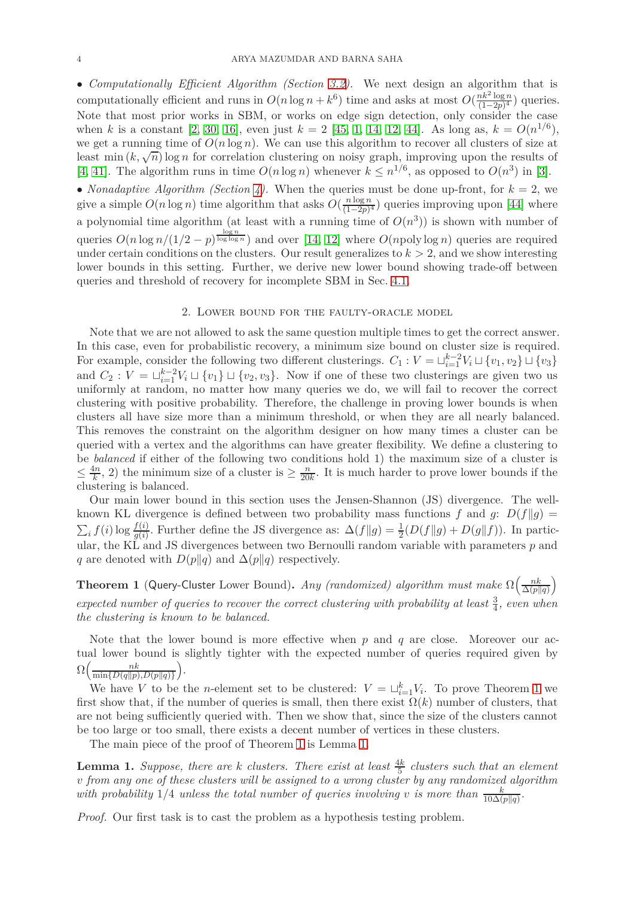• *Computationally Efficient Algorithm (Section 3.2).* We next design an algorithm that is computationally efficient and runs in $O(n \log n + k^6)$ time and asks at most $O(\frac{nk^2 \log n}{(1-2p)^4})$ queries. Note that most prior works in SBM, or works on edge sign detection, only consider the case when $k$ is a constant [2, 30, 16], even just $k = 2$ [45, 1, 14, 12, 44]. As long as, $k = O(n^{1/6})$, we get a running time of $O(n \log n)$. We can use this algorithm to recover all clusters of size at least $\min(k, \sqrt{n}) \log n$ for correlation clustering on noisy graph, improving upon the results of [4, 41]. The algorithm runs in time $O(n \log n)$ whenever $k \leq n^{1/6}$, as opposed to $O(n^3)$ in [3].

• *Nonadaptive Algorithm (Section 4).* When the queries must be done up-front, for $k = 2$, we give a simple $O(n \log n)$ time algorithm that asks $O(\frac{n \log n}{(1-2p)^4})$ queries improving upon [44] where a polynomial time algorithm (at least with a running time of $O(n^3)$) is shown with number of queries $O(n \log n/(1/2 - p)^{\frac{\log n}{\log \log n}})$ and over [14, 12] where $O(n \text{poly} \log n)$ queries are required under certain conditions on the clusters. Our result generalizes to $k > 2$, and we show interesting lower bounds in this setting. Further, we derive new lower bound showing trade-off between queries and threshold of recovery for incomplete SBM in Sec. 4.1.

## 2. Lower bound for the faulty-oracle model

Note that we are not allowed to ask the same question multiple times to get the correct answer. In this case, even for probabilistic recovery, a minimum size bound on cluster size is required. For example, consider the following two different clusterings. $C_1 : V = \sqcup_{i=1}^{k-2} V_i \sqcup \{v_1, v_2\} \sqcup \{v_3\}$ and $C_2 : V = \sqcup_{i=1}^{k-2} V_i \sqcup \{v_1\} \sqcup \{v_2, v_3\}$. Now if one of these two clusterings are given two us uniformly at random, no matter how many queries we do, we will fail to recover the correct clustering with positive probability. Therefore, the challenge in proving lower bounds is when clusters all have size more than a minimum threshold, or when they are all nearly balanced. This removes the constraint on the algorithm designer on how many times a cluster can be queried with a vertex and the algorithms can have greater flexibility. We define a clustering to be *balanced* if either of the following two conditions hold 1) the maximum size of a cluster is $\leq \frac{4n}{k}$, 2) the minimum size of a cluster is $\geq \frac{n}{20k}$. It is much harder to prove lower bounds if the clustering is balanced.

Our main lower bound in this section uses the Jensen-Shannon (JS) divergence. The well-known KL divergence is defined between two probability mass functions $f$ and $g$: $D(f\|g) = \sum_i f(i) \log \frac{f(i)}{g(i)}$. Further define the JS divergence as: $\Delta(f\|g) = \frac{1}{2}(D(f\|g) + D(g\|f))$. In particular, the KL and JS divergences between two Bernoulli random variable with parameters $p$ and $q$ are denoted with $D(p\|q)$ and $\Delta(p\|q)$ respectively.

**Theorem 1** (Query-Cluster Lower Bound)**.** *Any (randomized) algorithm must make $\Omega\Big(\frac{nk}{\Delta(p\|q)}\Big)$ expected number of queries to recover the correct clustering with probability at least $\frac{3}{4}$, even when the clustering is known to be balanced.*

Note that the lower bound is more effective when $p$ and $q$ are close. Moreover our actual lower bound is slightly tighter with the expected number of queries required given by $\Omega\Big(\frac{nk}{\min\{D(q\|p), D(p\|q)\}}\Big)$.

We have $V$ to be the $n$-element set to be clustered: $V = \sqcup_{i=1}^{k} V_i$. To prove Theorem 1 we first show that, if the number of queries is small, then there exist $\Omega(k)$ number of clusters, that are not being sufficiently queried with. Then we show that, since the size of the clusters cannot be too large or too small, there exists a decent number of vertices in these clusters.

The main piece of the proof of Theorem 1 is Lemma 1.

**Lemma 1.** *Suppose, there are $k$ clusters. There exist at least $\frac{4k}{5}$ clusters such that an element $v$ from any one of these clusters will be assigned to a wrong cluster by any randomized algorithm with probability $1/4$ unless the total number of queries involving $v$ is more than $\frac{k}{10\Delta(p\|q)}$.*

*Proof.* Our first task is to cast the problem as a hypothesis testing problem.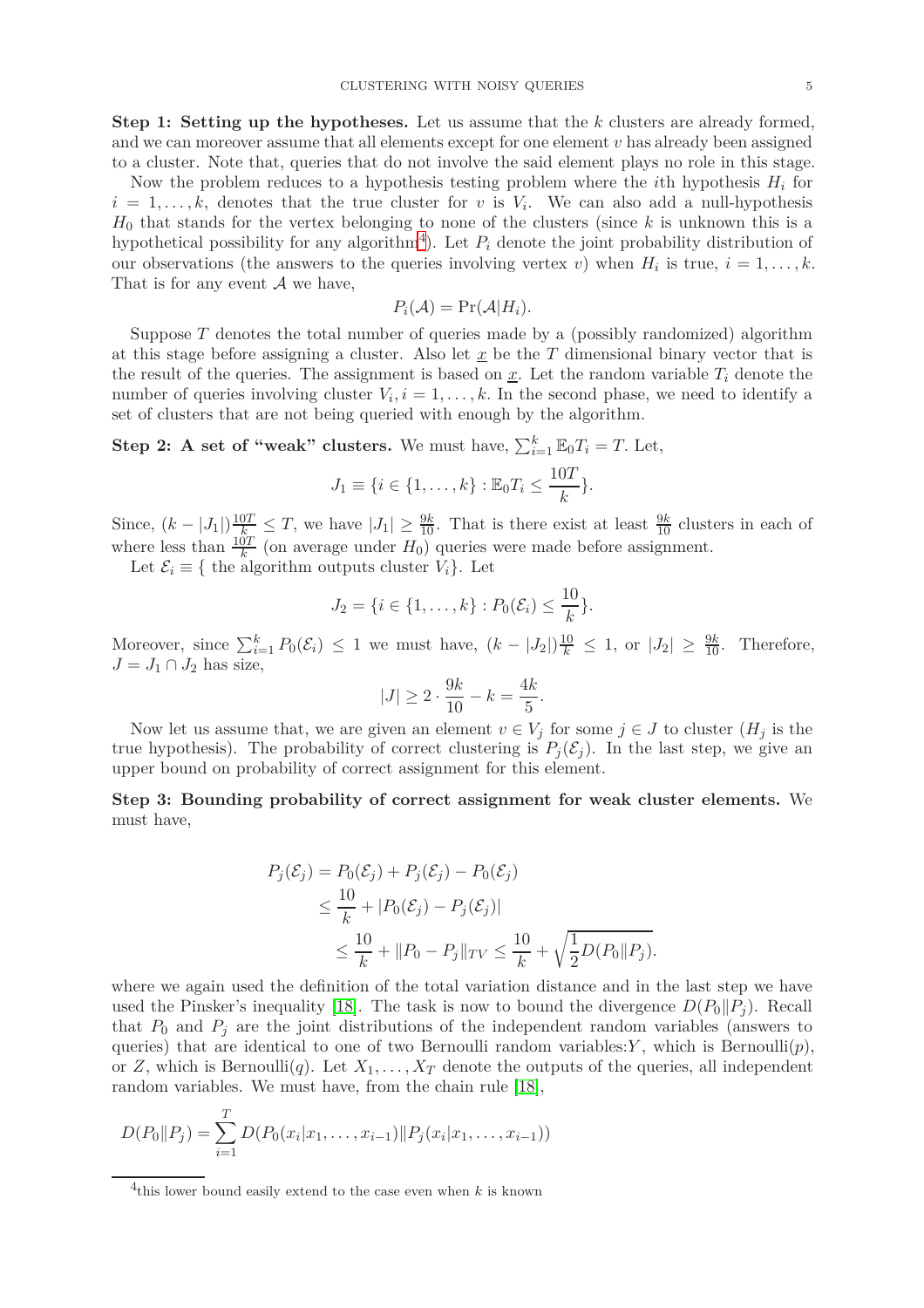**Step 1: Setting up the hypotheses.** Let us assume that the $k$ clusters are already formed, and we can moreover assume that all elements except for one element $v$ has already been assigned to a cluster. Note that, queries that do not involve the said element plays no role in this stage.

Now the problem reduces to a hypothesis testing problem where the $i$th hypothesis $H_i$ for $i = 1, \ldots, k$, denotes that the true cluster for $v$ is $V_i$. We can also add a null-hypothesis $H_0$ that stands for the vertex belonging to none of the clusters (since $k$ is unknown this is a hypothetical possibility for any algorithm[4]). Let $P_i$ denote the joint probability distribution of our observations (the answers to the queries involving vertex $v$) when $H_i$ is true, $i = 1, \ldots, k$. That is for any event $\mathcal{A}$ we have,

$$P_i(\mathcal{A}) = \Pr(\mathcal{A}|H_i).$$

Suppose $T$ denotes the total number of queries made by a (possibly randomized) algorithm at this stage before assigning a cluster. Also let $\underline{x}$ be the $T$ dimensional binary vector that is the result of the queries. The assignment is based on $\underline{x}$. Let the random variable $T_i$ denote the number of queries involving cluster $V_i, i = 1, \ldots, k$. In the second phase, we need to identify a set of clusters that are not being queried with enough by the algorithm.

**Step 2: A set of "weak" clusters.** We must have, $\sum_{i=1}^{k} \mathbb{E}_0 T_i = T$. Let,

$$J_1 \equiv \{i \in \{1, \ldots, k\} : \mathbb{E}_0 T_i \leq \frac{10T}{k}\}.$$

Since, $(k - |J_1|)\frac{10T}{k} \leq T$, we have $|J_1| \geq \frac{9k}{10}$. That is there exist at least $\frac{9k}{10}$ clusters in each of where less than $\frac{10T}{k}$ (on average under $H_0$) queries were made before assignment.

Let $\mathcal{E}_i \equiv \{$ the algorithm outputs cluster $V_i\}$. Let

$$J_2 = \{i \in \{1, \ldots, k\} : P_0(\mathcal{E}_i) \leq \frac{10}{k}\}.$$

Moreover, since $\sum_{i=1}^{k} P_0(\mathcal{E}_i) \leq 1$ we must have, $(k - |J_2|)\frac{10}{k} \leq 1$, or $|J_2| \geq \frac{9k}{10}$. Therefore, $J = J_1 \cap J_2$ has size,

$$|J| \geq 2 \cdot \frac{9k}{10} - k = \frac{4k}{5}.$$

Now let us assume that, we are given an element $v \in V_j$ for some $j \in J$ to cluster ($H_j$ is the true hypothesis). The probability of correct clustering is $P_j(\mathcal{E}_j)$. In the last step, we give an upper bound on probability of correct assignment for this element.

**Step 3: Bounding probability of correct assignment for weak cluster elements.** We must have,

$$\begin{aligned}
P_j(\mathcal{E}_j) &= P_0(\mathcal{E}_j) + P_j(\mathcal{E}_j) - P_0(\mathcal{E}_j) \\
&\leq \frac{10}{k} + |P_0(\mathcal{E}_j) - P_j(\mathcal{E}_j)| \\
&\leq \frac{10}{k} + \|P_0 - P_j\|_{TV} \leq \frac{10}{k} + \sqrt{\frac{1}{2}D(P_0\|P_j)}.
\end{aligned}$$

where we again used the definition of the total variation distance and in the last step we have used the Pinsker's inequality [18]. The task is now to bound the divergence $D(P_0\|P_j)$. Recall that $P_0$ and $P_j$ are the joint distributions of the independent random variables (answers to queries) that are identical to one of two Bernoulli random variables:$Y$, which is Bernoulli($p$), or $Z$, which is Bernoulli($q$). Let $X_1, \ldots, X_T$ denote the outputs of the queries, all independent random variables. We must have, from the chain rule [18],

$$D(P_0\|P_j) = \sum_{i=1}^{T} D(P_0(x_i|x_1, \ldots, x_{i-1})\|P_j(x_i|x_1, \ldots, x_{i-1}))$$

[4] this lower bound easily extend to the case even when $k$ is known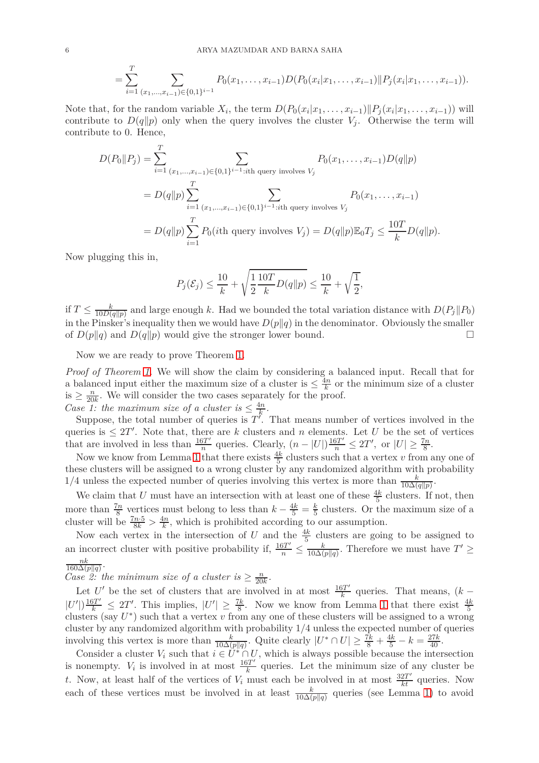$$= \sum_{i=1}^{T} \sum_{(x_1,\dots,x_{i-1})\in\{0,1\}^{i-1}} P_0(x_1,\dots,x_{i-1}) D(P_0(x_i|x_1,\dots,x_{i-1}) \| P_j(x_i|x_1,\dots,x_{i-1})).$$

Note that, for the random variable $X_i$, the term $D(P_0(x_i|x_1,\dots,x_{i-1})\|P_j(x_i|x_1,\dots,x_{i-1}))$ will contribute to $D(q\|p)$ only when the query involves the cluster $V_j$. Otherwise the term will contribute to 0. Hence,

$$\begin{aligned}
D(P_0\|P_j) &= \sum_{i=1}^{T} \sum_{(x_1,\dots,x_{i-1})\in\{0,1\}^{i-1}: i\text{th query involves } V_j} P_0(x_1,\dots,x_{i-1}) D(q\|p) \\
&= D(q\|p) \sum_{i=1}^{T} \sum_{(x_1,\dots,x_{i-1})\in\{0,1\}^{i-1}: i\text{th query involves } V_j} P_0(x_1,\dots,x_{i-1}) \\
&= D(q\|p) \sum_{i=1}^{T} P_0(i\text{th query involves } V_j) = D(q\|p)\mathbb{E}_0 T_j \le \frac{10T}{k} D(q\|p).
\end{aligned}$$

Now plugging this in,

$$P_j(\mathcal{E}_j) \le \frac{10}{k} + \sqrt{\frac{1}{2}\frac{10T}{k}D(q\|p)} \le \frac{10}{k} + \sqrt{\frac{1}{2}},$$

if $T \le \frac{k}{10D(q\|p)}$ and large enough $k$. Had we bounded the total variation distance with $D(P_j\|P_0)$ in the Pinsker's inequality then we would have $D(p\|q)$ in the denominator. Obviously the smaller of $D(p\|q)$ and $D(q\|p)$ would give the stronger lower bound. □

Now we are ready to prove Theorem 1.

*Proof of Theorem 1.* We will show the claim by considering a balanced input. Recall that for a balanced input either the maximum size of a cluster is $\le \frac{4n}{k}$ or the minimum size of a cluster is $\ge \frac{n}{20k}$. We will consider the two cases separately for the proof.

*Case 1: the maximum size of a cluster is $\le \frac{4n}{k}$.*

Suppose, the total number of queries is $T'$. That means number of vertices involved in the queries is $\le 2T'$. Note that, there are $k$ clusters and $n$ elements. Let $U$ be the set of vertices that are involved in less than $\frac{16T'}{n}$ queries. Clearly, $(n-|U|)\frac{16T'}{n} \le 2T'$, or $|U| \ge \frac{7n}{8}$.

Now we know from Lemma 1 that there exists $\frac{4k}{5}$ clusters such that a vertex $v$ from any one of these clusters will be assigned to a wrong cluster by any randomized algorithm with probability $1/4$ unless the expected number of queries involving this vertex is more than $\frac{k}{10\Delta(q\|p)}$.

We claim that $U$ must have an intersection with at least one of these $\frac{4k}{5}$ clusters. If not, then more than $\frac{7n}{8}$ vertices must belong to less than $k - \frac{4k}{5} = \frac{k}{5}$ clusters. Or the maximum size of a cluster will be $\frac{7n\cdot 5}{8k} > \frac{4n}{k}$, which is prohibited according to our assumption.

Now each vertex in the intersection of $U$ and the $\frac{4k}{5}$ clusters are going to be assigned to an incorrect cluster with positive probability if, $\frac{16T'}{n} \le \frac{k}{10\Delta(p\|q)}$. Therefore we must have $T' \ge \frac{nk}{160\Delta(p\|q)}$.

*Case 2: the minimum size of a cluster is $\ge \frac{n}{20k}$.*

Let $U'$ be the set of clusters that are involved in at most $\frac{16T'}{k}$ queries. That means, $(k - |U'|)\frac{16T'}{k} \le 2T'$. This implies, $|U'| \ge \frac{7k}{8}$. Now we know from Lemma 1 that there exist $\frac{4k}{5}$ clusters (say $U^*$) such that a vertex $v$ from any one of these clusters will be assigned to a wrong cluster by any randomized algorithm with probability $1/4$ unless the expected number of queries involving this vertex is more than $\frac{k}{10\Delta(p\|q)}$. Quite clearly $|U^* \cap U| \ge \frac{7k}{8} + \frac{4k}{5} - k = \frac{27k}{40}$.

Consider a cluster $V_i$ such that $i \in U^* \cap U$, which is always possible because the intersection is nonempty. $V_i$ is involved in at most $\frac{16T'}{k}$ queries. Let the minimum size of any cluster be $t$. Now, at least half of the vertices of $V_i$ must each be involved in at most $\frac{32T'}{kt}$ queries. Now each of these vertices must be involved in at least $\frac{k}{10\Delta(p\|q)}$ queries (see Lemma 1) to avoid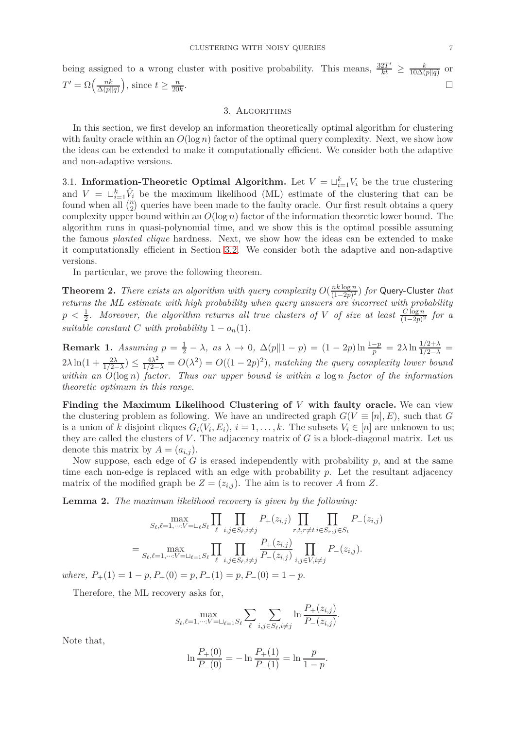being assigned to a wrong cluster with positive probability. This means, $\frac{32T'}{kt} \geq \frac{k}{10\Delta(p\|q)}$ or $T' = \Omega\Big(\frac{nk}{\Delta(p\|q)}\Big)$, since $t \geq \frac{n}{20k}$. □

## 3. Algorithms

In this section, we first develop an information theoretically optimal algorithm for clustering with faulty oracle within an $O(\log n)$ factor of the optimal query complexity. Next, we show how the ideas can be extended to make it computationally efficient. We consider both the adaptive and non-adaptive versions.

### 3.1. Information-Theoretic Optimal Algorithm.

Let $V = \sqcup_{i=1}^{k} V_i$ be the true clustering and $V = \sqcup_{i=1}^{k} \hat{V}_i$ be the maximum likelihood (ML) estimate of the clustering that can be found when all $\binom{n}{2}$ queries have been made to the faulty oracle. Our first result obtains a query complexity upper bound within an $O(\log n)$ factor of the information theoretic lower bound. The algorithm runs in quasi-polynomial time, and we show this is the optimal possible assuming the famous *planted clique* hardness. Next, we show how the ideas can be extended to make it computationally efficient in Section 3.2. We consider both the adaptive and non-adaptive versions.

In particular, we prove the following theorem.

**Theorem 2.** *There exists an algorithm with query complexity $O(\frac{nk\log n}{(1-2p)^2})$ for* Query-Cluster *that returns the ML estimate with high probability when query answers are incorrect with probability $p < \frac{1}{2}$. Moreover, the algorithm returns all true clusters of $V$ of size at least $\frac{C\log n}{(1-2p)^2}$ for a suitable constant $C$ with probability $1 - o_n(1)$.*

**Remark 1.** *Assuming $p = \frac{1}{2} - \lambda$, as $\lambda \to 0$, $\Delta(p\|1-p) = (1-2p)\ln\frac{1-p}{p} = 2\lambda \ln \frac{1/2+\lambda}{1/2-\lambda} = 2\lambda\ln(1+\frac{2\lambda}{1/2-\lambda}) \leq \frac{4\lambda^2}{1/2-\lambda} = O(\lambda^2) = O((1-2p)^2)$, matching the query complexity lower bound within an $O(\log n)$ factor. Thus our upper bound is within a $\log n$ factor of the information theoretic optimum in this range.*

**Finding the Maximum Likelihood Clustering of $V$ with faulty oracle.** We can view the clustering problem as following. We have an undirected graph $G(V \equiv [n], E)$, such that $G$ is a union of $k$ disjoint cliques $G_i(V_i, E_i)$, $i = 1, \dots, k$. The subsets $V_i \in [n]$ are unknown to us; they are called the clusters of $V$. The adjacency matrix of $G$ is a block-diagonal matrix. Let us denote this matrix by $A = (a_{i,j})$.

Now suppose, each edge of $G$ is erased independently with probability $p$, and at the same time each non-edge is replaced with an edge with probability $p$. Let the resultant adjacency matrix of the modified graph be $Z = (z_{i,j})$. The aim is to recover $A$ from $Z$.

**Lemma 2.** *The maximum likelihood recovery is given by the following:*

$$\max_{S_\ell, \ell=1,\cdots: V=\sqcup_\ell S_\ell} \prod_\ell \prod_{i,j \in S_\ell, i\neq j} P_+(z_{i,j}) \prod_{r,t,r\neq t} \prod_{i\in S_r, j\in S_t} P_-(z_{i,j})$$

$$= \max_{S_\ell, \ell=1,\cdots: V=\sqcup_{\ell=1} S_\ell} \prod_\ell \prod_{i,j\in S_\ell, i\neq j} \frac{P_+(z_{i,j})}{P_-(z_{i,j})} \prod_{i,j\in V, i\neq j} P_-(z_{i,j}).$$

*where, $P_+(1) = 1-p, P_+(0) = p, P_-(1) = p, P_-(0) = 1-p$.*

Therefore, the ML recovery asks for,

$$\max_{S_\ell, \ell=1,\cdots: V=\sqcup_{\ell=1} S_\ell} \sum_\ell \sum_{i,j\in S_\ell, i\neq j} \ln \frac{P_+(z_{i,j})}{P_-(z_{i,j})}.$$

Note that,

$$\ln\frac{P_+(0)}{P_-(0)} = -\ln\frac{P_+(1)}{P_-(1)} = \ln\frac{p}{1-p}.$$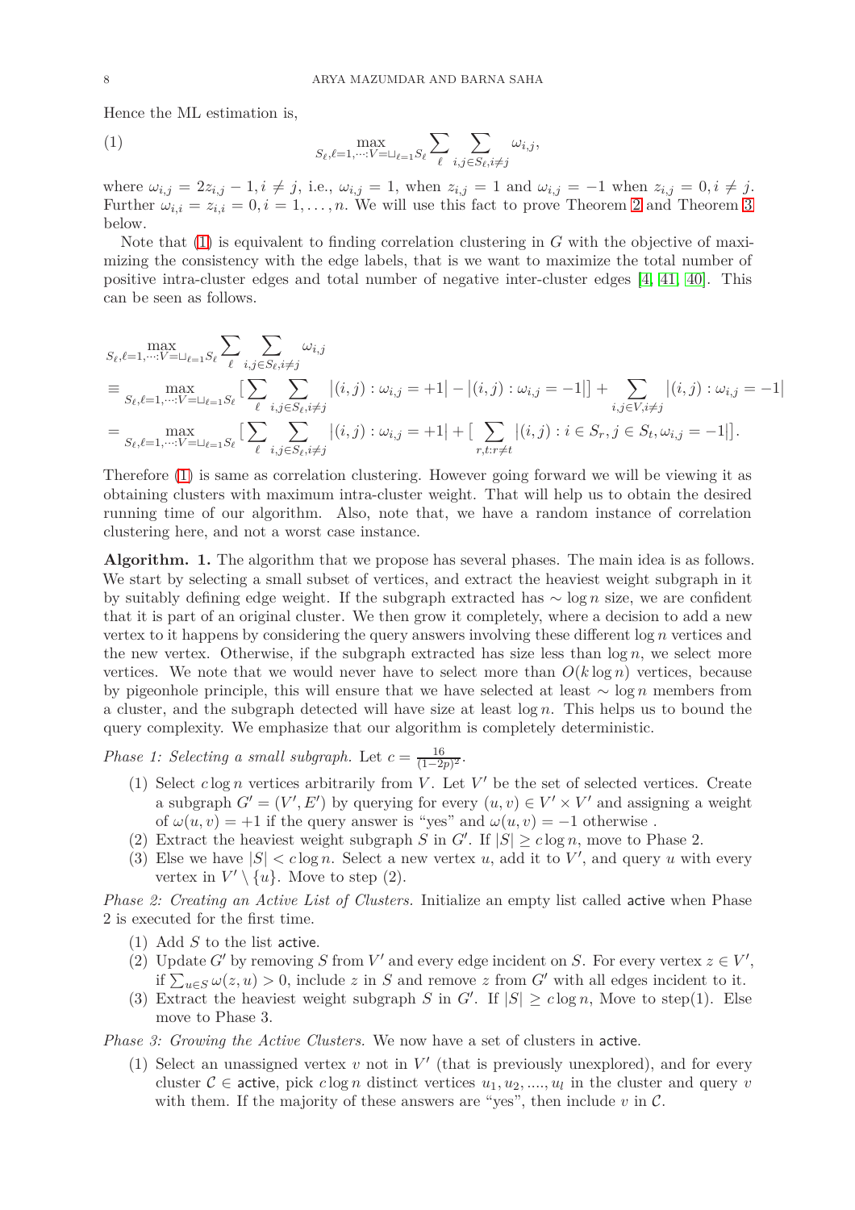Hence the ML estimation is,

$$\max_{S_\ell, \ell=1,\cdots:V=\sqcup_{\ell=1}S_\ell} \sum_\ell \sum_{i,j\in S_\ell, i\neq j} \omega_{i,j}, \tag{1}$$

where $\omega_{i,j} = 2z_{i,j} - 1, i \neq j$, i.e., $\omega_{i,j} = 1$, when $z_{i,j} = 1$ and $\omega_{i,j} = -1$ when $z_{i,j} = 0, i \neq j$. Further $\omega_{i,i} = z_{i,i} = 0, i = 1, \ldots, n$. We will use this fact to prove Theorem 2 and Theorem 3 below.

Note that (1) is equivalent to finding correlation clustering in $G$ with the objective of maximizing the consistency with the edge labels, that is we want to maximize the total number of positive intra-cluster edges and total number of negative inter-cluster edges [4, 41, 40]. This can be seen as follows.

$$\begin{aligned}
&\max_{S_\ell, \ell=1,\cdots:V=\sqcup_{\ell=1}S_\ell} \sum_\ell \sum_{i,j\in S_\ell, i\neq j} \omega_{i,j} \\
&\equiv \max_{S_\ell, \ell=1,\cdots:V=\sqcup_{\ell=1}S_\ell} \Big[\sum_\ell \sum_{i,j\in S_\ell, i\neq j} \big|(i,j) : \omega_{i,j} = +1\big| - \big|(i,j) : \omega_{i,j} = -1\big|\Big] + \sum_{i,j\in V, i\neq j} \big|(i,j) : \omega_{i,j} = -1\big| \\
&= \max_{S_\ell, \ell=1,\cdots:V=\sqcup_{\ell=1}S_\ell} \Big[\sum_\ell \sum_{i,j\in S_\ell, i\neq j} \big|(i,j) : \omega_{i,j} = +1\big| + \Big[\sum_{r,t:r\neq t} \big|(i,j) : i \in S_r, j \in S_t, \omega_{i,j} = -1\big|\Big].
\end{aligned}$$

Therefore (1) is same as correlation clustering. However going forward we will be viewing it as obtaining clusters with maximum intra-cluster weight. That will help us to obtain the desired running time of our algorithm. Also, note that, we have a random instance of correlation clustering here, and not a worst case instance.

**Algorithm. 1.** The algorithm that we propose has several phases. The main idea is as follows. We start by selecting a small subset of vertices, and extract the heaviest weight subgraph in it by suitably defining edge weight. If the subgraph extracted has $\sim \log n$ size, we are confident that it is part of an original cluster. We then grow it completely, where a decision to add a new vertex to it happens by considering the query answers involving these different $\log n$ vertices and the new vertex. Otherwise, if the subgraph extracted has size less than $\log n$, we select more vertices. We note that we would never have to select more than $O(k \log n)$ vertices, because by pigeonhole principle, this will ensure that we have selected at least $\sim \log n$ members from a cluster, and the subgraph detected will have size at least $\log n$. This helps us to bound the query complexity. We emphasize that our algorithm is completely deterministic.

*Phase 1: Selecting a small subgraph.* Let $c = \frac{16}{(1-2p)^2}$.

1. Select $c \log n$ vertices arbitrarily from $V$. Let $V'$ be the set of selected vertices. Create a subgraph $G' = (V', E')$ by querying for every $(u, v) \in V' \times V'$ and assigning a weight of $\omega(u, v) = +1$ if the query answer is "yes" and $\omega(u, v) = -1$ otherwise .
2. Extract the heaviest weight subgraph $S$ in $G'$. If $|S| \geq c \log n$, move to Phase 2.
3. Else we have $|S| < c \log n$. Select a new vertex $u$, add it to $V'$, and query $u$ with every vertex in $V' \setminus \{u\}$. Move to step (2).

*Phase 2: Creating an Active List of Clusters.* Initialize an empty list called active when Phase 2 is executed for the first time.

1. Add $S$ to the list active.
2. Update $G'$ by removing $S$ from $V'$ and every edge incident on $S$. For every vertex $z \in V'$, if $\sum_{u \in S} \omega(z, u) > 0$, include $z$ in $S$ and remove $z$ from $G'$ with all edges incident to it.
3. Extract the heaviest weight subgraph $S$ in $G'$. If $|S| \geq c \log n$, Move to step(1). Else move to Phase 3.

*Phase 3: Growing the Active Clusters.* We now have a set of clusters in active.

1. Select an unassigned vertex $v$ not in $V'$ (that is previously unexplored), and for every cluster $\mathcal{C} \in$ active, pick $c \log n$ distinct vertices $u_1, u_2, ...., u_l$ in the cluster and query $v$ with them. If the majority of these answers are "yes", then include $v$ in $\mathcal{C}$.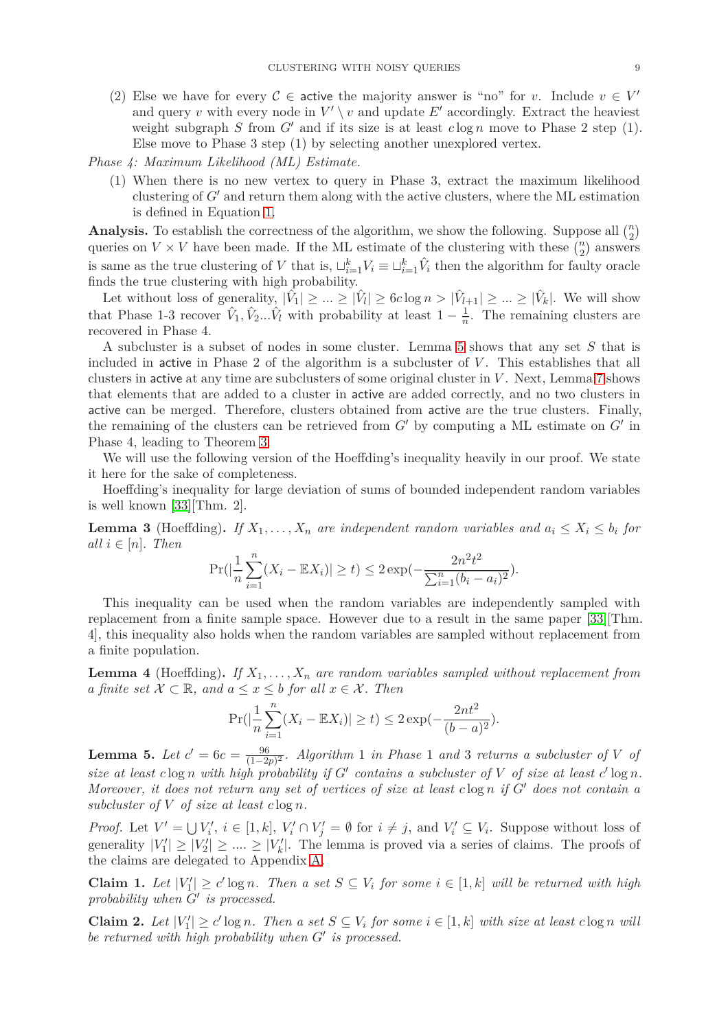(2) Else we have for every $\mathcal{C} \in$ active the majority answer is "no" for $v$. Include $v \in V'$ and query $v$ with every node in $V' \setminus v$ and update $E'$ accordingly. Extract the heaviest weight subgraph $S$ from $G'$ and if its size is at least $c \log n$ move to Phase 2 step (1). Else move to Phase 3 step (1) by selecting another unexplored vertex.

*Phase 4: Maximum Likelihood (ML) Estimate.*

(1) When there is no new vertex to query in Phase 3, extract the maximum likelihood clustering of $G'$ and return them along with the active clusters, where the ML estimation is defined in Equation 1.

**Analysis.** To establish the correctness of the algorithm, we show the following. Suppose all $\binom{n}{2}$ queries on $V \times V$ have been made. If the ML estimate of the clustering with these $\binom{n}{2}$ answers is same as the true clustering of $V$ that is, $\sqcup_{i=1}^{k} V_i \equiv \sqcup_{i=1}^{k} \hat{V}_i$ then the algorithm for faulty oracle finds the true clustering with high probability.

Let without loss of generality, $|\hat{V}_1| \geq ... \geq |\hat{V}_l| \geq 6c \log n > |\hat{V}_{l+1}| \geq ... \geq |\hat{V}_k|$. We will show that Phase 1-3 recover $\hat{V}_1, \hat{V}_2 ... \hat{V}_l$ with probability at least $1 - \frac{1}{n}$. The remaining clusters are recovered in Phase 4.

A subcluster is a subset of nodes in some cluster. Lemma 5 shows that any set $S$ that is included in active in Phase 2 of the algorithm is a subcluster of $V$. This establishes that all clusters in active at any time are subclusters of some original cluster in $V$. Next, Lemma 7 shows that elements that are added to a cluster in active are added correctly, and no two clusters in active can be merged. Therefore, clusters obtained from active are the true clusters. Finally, the remaining of the clusters can be retrieved from $G'$ by computing a ML estimate on $G'$ in Phase 4, leading to Theorem 3.

We will use the following version of the Hoeffding's inequality heavily in our proof. We state it here for the sake of completeness.

Hoeffding's inequality for large deviation of sums of bounded independent random variables is well known [33][Thm. 2].

**Lemma 3** (Hoeffding). *If $X_1, \dots, X_n$ are independent random variables and $a_i \leq X_i \leq b_i$ for all $i \in [n]$. Then*

$$\Pr(|\frac{1}{n}\sum_{i=1}^{n}(X_i - \mathbb{E}X_i)| \geq t) \leq 2\exp(-\frac{2n^2t^2}{\sum_{i=1}^{n}(b_i - a_i)^2}).$$

This inequality can be used when the random variables are independently sampled with replacement from a finite sample space. However due to a result in the same paper [33][Thm. 4], this inequality also holds when the random variables are sampled without replacement from a finite population.

**Lemma 4** (Hoeffding). *If $X_1, \dots, X_n$ are random variables sampled without replacement from a finite set $\mathcal{X} \subset \mathbb{R}$, and $a \leq x \leq b$ for all $x \in \mathcal{X}$. Then*

$$\Pr(|\frac{1}{n}\sum_{i=1}^{n}(X_i - \mathbb{E}X_i)| \geq t) \leq 2\exp(-\frac{2nt^2}{(b-a)^2}).$$

**Lemma 5.** *Let $c' = 6c = \frac{96}{(1-2p)^2}$. Algorithm 1 in Phase 1 and 3 returns a subcluster of $V$ of size at least $c \log n$ with high probability if $G'$ contains a subcluster of $V$ of size at least $c' \log n$. Moreover, it does not return any set of vertices of size at least $c \log n$ if $G'$ does not contain a subcluster of $V$ of size at least $c \log n$.*

*Proof.* Let $V' = \bigcup V'_i$, $i \in [1, k]$, $V'_i \cap V'_j = \emptyset$ for $i \neq j$, and $V'_i \subseteq V_i$. Suppose without loss of generality $|V'_1| \geq |V'_2| \geq .... \geq |V'_k|$. The lemma is proved via a series of claims. The proofs of the claims are delegated to Appendix A.

**Claim 1.** *Let $|V'_1| \geq c' \log n$. Then a set $S \subseteq V_i$ for some $i \in [1, k]$ will be returned with high probability when $G'$ is processed.*

**Claim 2.** *Let $|V'_1| \geq c' \log n$. Then a set $S \subseteq V_i$ for some $i \in [1, k]$ with size at least $c \log n$ will be returned with high probability when $G'$ is processed.*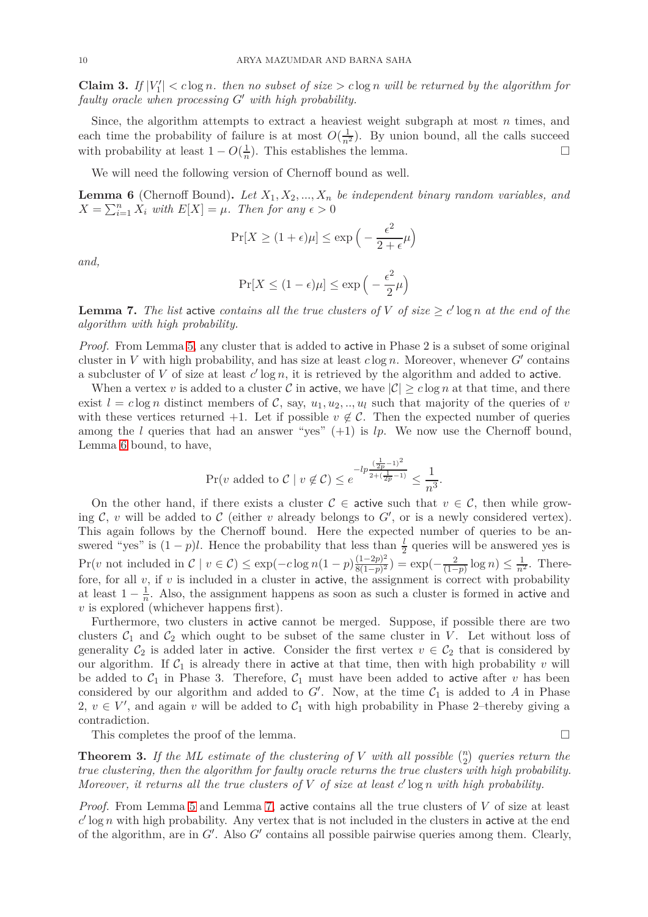**Claim 3.** *If $|V_1'| < c \log n$. then no subset of size $> c \log n$ will be returned by the algorithm for faulty oracle when processing $G'$ with high probability.*

Since, the algorithm attempts to extract a heaviest weight subgraph at most $n$ times, and each time the probability of failure is at most $O(\frac{1}{n^2})$. By union bound, all the calls succeed with probability at least $1 - O(\frac{1}{n})$. This establishes the lemma. □

We will need the following version of Chernoff bound as well.

**Lemma 6** (Chernoff Bound)**.** *Let $X_1, X_2, ..., X_n$ be independent binary random variables, and $X = \sum_{i=1}^{n} X_i$ with $E[X] = \mu$. Then for any $\epsilon > 0$*

$$\Pr[X \geq (1+\epsilon)\mu] \leq \exp\Big(-\frac{\epsilon^2}{2+\epsilon}\mu\Big)$$

*and,*

$$\Pr[X \leq (1-\epsilon)\mu] \leq \exp\Big(-\frac{\epsilon^2}{2}\mu\Big)$$

**Lemma 7.** *The list* active *contains all the true clusters of $V$ of size $\geq c' \log n$ at the end of the algorithm with high probability.*

*Proof.* From Lemma 5, any cluster that is added to active in Phase 2 is a subset of some original cluster in $V$ with high probability, and has size at least $c \log n$. Moreover, whenever $G'$ contains a subcluster of $V$ of size at least $c' \log n$, it is retrieved by the algorithm and added to active.

When a vertex $v$ is added to a cluster $\mathcal{C}$ in active, we have $|\mathcal{C}| \geq c \log n$ at that time, and there exist $l = c \log n$ distinct members of $\mathcal{C}$, say, $u_1, u_2, .., u_l$ such that majority of the queries of $v$ with these vertices returned $+1$. Let if possible $v \notin \mathcal{C}$. Then the expected number of queries among the $l$ queries that had an answer "yes" $(+1)$ is $lp$. We now use the Chernoff bound, Lemma 6 bound, to have,

$$\Pr(v \text{ added to } \mathcal{C} \mid v \notin \mathcal{C}) \leq e^{-lp\frac{(\frac{1}{2p}-1)^2}{2+(\frac{1}{2p}-1)}} \leq \frac{1}{n^3}.$$

On the other hand, if there exists a cluster $\mathcal{C} \in$ active such that $v \in \mathcal{C}$, then while growing $\mathcal{C}$, $v$ will be added to $\mathcal{C}$ (either $v$ already belongs to $G'$, or is a newly considered vertex). This again follows by the Chernoff bound. Here the expected number of queries to be answered "yes" is $(1-p)l$. Hence the probability that less than $\frac{l}{2}$ queries will be answered yes is $\Pr(v \text{ not included in } \mathcal{C} \mid v \in \mathcal{C}) \leq \exp(-c \log n (1-p)\frac{(1-2p)^2}{8(1-p)^2}) = \exp(-\frac{2}{(1-p)} \log n) \leq \frac{1}{n^2}$. Therefore, for all $v$, if $v$ is included in a cluster in active, the assignment is correct with probability at least $1 - \frac{1}{n}$. Also, the assignment happens as soon as such a cluster is formed in active and $v$ is explored (whichever happens first).

Furthermore, two clusters in active cannot be merged. Suppose, if possible there are two clusters $\mathcal{C}_1$ and $\mathcal{C}_2$ which ought to be subset of the same cluster in $V$. Let without loss of generality $\mathcal{C}_2$ is added later in active. Consider the first vertex $v \in \mathcal{C}_2$ that is considered by our algorithm. If $\mathcal{C}_1$ is already there in active at that time, then with high probability $v$ will be added to $\mathcal{C}_1$ in Phase 3. Therefore, $\mathcal{C}_1$ must have been added to active after $v$ has been considered by our algorithm and added to $G'$. Now, at the time $\mathcal{C}_1$ is added to $A$ in Phase 2, $v \in V'$, and again $v$ will be added to $\mathcal{C}_1$ with high probability in Phase 2–thereby giving a contradiction.

This completes the proof of the lemma. □

**Theorem 3.** *If the ML estimate of the clustering of $V$ with all possible $\binom{n}{2}$ queries return the true clustering, then the algorithm for faulty oracle returns the true clusters with high probability. Moreover, it returns all the true clusters of $V$ of size at least $c' \log n$ with high probability.*

*Proof.* From Lemma 5 and Lemma 7, active contains all the true clusters of $V$ of size at least $c' \log n$ with high probability. Any vertex that is not included in the clusters in active at the end of the algorithm, are in $G'$. Also $G'$ contains all possible pairwise queries among them. Clearly,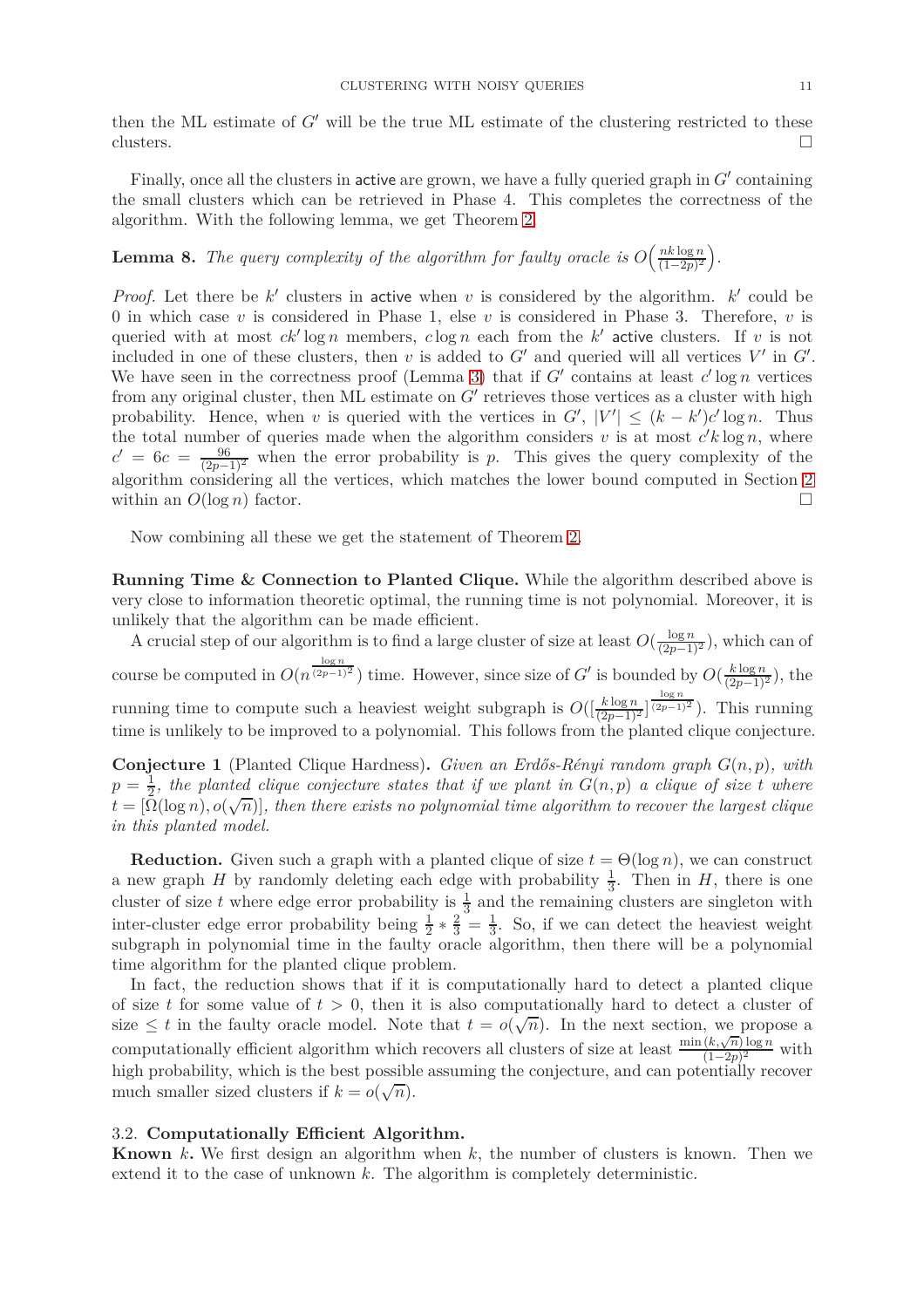then the ML estimate of $G'$ will be the true ML estimate of the clustering restricted to these clusters. $\square$

Finally, once all the clusters in active are grown, we have a fully queried graph in $G'$ containing the small clusters which can be retrieved in Phase 4. This completes the correctness of the algorithm. With the following lemma, we get Theorem 2.

**Lemma 8.** *The query complexity of the algorithm for faulty oracle is $O\Big(\frac{nk\log n}{(1-2p)^2}\Big)$.*

*Proof.* Let there be $k'$ clusters in active when $v$ is considered by the algorithm. $k'$ could be 0 in which case $v$ is considered in Phase 1, else $v$ is considered in Phase 3. Therefore, $v$ is queried with at most $ck'\log n$ members, $c\log n$ each from the $k'$ active clusters. If $v$ is not included in one of these clusters, then $v$ is added to $G'$ and queried will all vertices $V'$ in $G'$. We have seen in the correctness proof (Lemma 3) that if $G'$ contains at least $c'\log n$ vertices from any original cluster, then ML estimate on $G'$ retrieves those vertices as a cluster with high probability. Hence, when $v$ is queried with the vertices in $G'$, $|V'| \le (k-k')c'\log n$. Thus the total number of queries made when the algorithm considers $v$ is at most $c'k\log n$, where $c' = 6c = \frac{96}{(2p-1)^2}$ when the error probability is $p$. This gives the query complexity of the algorithm considering all the vertices, which matches the lower bound computed in Section 2 within an $O(\log n)$ factor. $\square$

Now combining all these we get the statement of Theorem 2.

**Running Time & Connection to Planted Clique.** While the algorithm described above is very close to information theoretic optimal, the running time is not polynomial. Moreover, it is unlikely that the algorithm can be made efficient.

A crucial step of our algorithm is to find a large cluster of size at least $O(\frac{\log n}{(2p-1)^2})$, which can of course be computed in $O(n^{\frac{\log n}{(2p-1)^2}})$ time. However, since size of $G'$ is bounded by $O(\frac{k\log n}{(2p-1)^2})$, the running time to compute such a heaviest weight subgraph is $O([\frac{k\log n}{(2p-1)^2}]^{\frac{\log n}{(2p-1)^2}})$. This running time is unlikely to be improved to a polynomial. This follows from the planted clique conjecture.

**Conjecture 1** (Planted Clique Hardness)**.** *Given an Erdős-Rényi random graph $G(n,p)$, with $p=\frac{1}{2}$, the planted clique conjecture states that if we plant in $G(n,p)$ a clique of size $t$ where $t = [\Omega(\log n), o(\sqrt{n})]$, then there exists no polynomial time algorithm to recover the largest clique in this planted model.*

**Reduction.** Given such a graph with a planted clique of size $t=\Theta(\log n)$, we can construct a new graph $H$ by randomly deleting each edge with probability $\frac{1}{3}$. Then in $H$, there is one cluster of size $t$ where edge error probability is $\frac{1}{3}$ and the remaining clusters are singleton with inter-cluster edge error probability being $\frac{1}{2} * \frac{2}{3} = \frac{1}{3}$. So, if we can detect the heaviest weight subgraph in polynomial time in the faulty oracle algorithm, then there will be a polynomial time algorithm for the planted clique problem.

In fact, the reduction shows that if it is computationally hard to detect a planted clique of size $t$ for some value of $t > 0$, then it is also computationally hard to detect a cluster of size $\le t$ in the faulty oracle model. Note that $t = o(\sqrt{n})$. In the next section, we propose a computationally efficient algorithm which recovers all clusters of size at least $\frac{\min(k,\sqrt{n})\log n}{(1-2p)^2}$ with high probability, which is the best possible assuming the conjecture, and can potentially recover much smaller sized clusters if $k = o(\sqrt{n})$.

### 3.2. **Computationally Efficient Algorithm.**

**Known $k$.** We first design an algorithm when $k$, the number of clusters is known. Then we extend it to the case of unknown $k$. The algorithm is completely deterministic.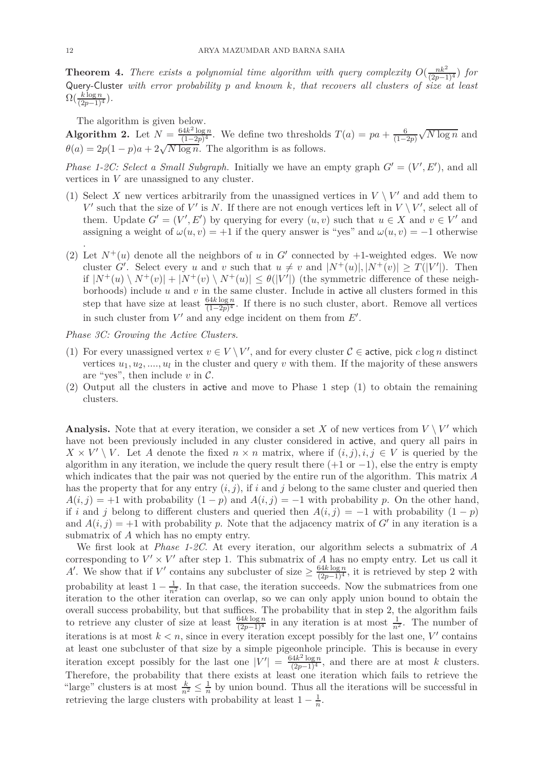**Theorem 4.** *There exists a polynomial time algorithm with query complexity $O(\frac{nk^2}{(2p-1)^4})$ for* Query-Cluster *with error probability $p$ and known $k$, that recovers all clusters of size at least $\Omega(\frac{k \log n}{(2p-1)^4})$.*

The algorithm is given below.

**Algorithm 2.** Let $N = \frac{64k^2 \log n}{(1-2p)^4}$. We define two thresholds $T(a) = pa + \frac{6}{(1-2p)}\sqrt{N \log n}$ and $\theta(a) = 2p(1-p)a + 2\sqrt{N \log n}$. The algorithm is as follows.

*Phase 1-2C: Select a Small Subgraph.* Initially we have an empty graph $G' = (V', E')$, and all vertices in $V$ are unassigned to any cluster.

(1) Select $X$ new vertices arbitrarily from the unassigned vertices in $V \setminus V'$ and add them to $V'$ such that the size of $V'$ is $N$. If there are not enough vertices left in $V \setminus V'$, select all of them. Update $G' = (V', E')$ by querying for every $(u, v)$ such that $u \in X$ and $v \in V'$ and assigning a weight of $\omega(u, v) = +1$ if the query answer is "yes" and $\omega(u, v) = -1$ otherwise .
(2) Let $N^+(u)$ denote all the neighbors of $u$ in $G'$ connected by $+1$-weighted edges. We now cluster $G'$. Select every $u$ and $v$ such that $u \neq v$ and $|N^+(u)|, |N^+(v)| \geq T(|V'|)$. Then if $|N^+(u) \setminus N^+(v)| + |N^+(v) \setminus N^+(u)| \leq \theta(|V'|)$ (the symmetric difference of these neighborhoods) include $u$ and $v$ in the same cluster. Include in active all clusters formed in this step that have size at least $\frac{64k \log n}{(1-2p)^4}$. If there is no such cluster, abort. Remove all vertices in such cluster from $V'$ and any edge incident on them from $E'$.

*Phase 3C: Growing the Active Clusters.*

(1) For every unassigned vertex $v \in V \setminus V'$, and for every cluster $\mathcal{C} \in$ active, pick $c \log n$ distinct vertices $u_1, u_2, ...., u_l$ in the cluster and query $v$ with them. If the majority of these answers are "yes", then include $v$ in $\mathcal{C}$.
(2) Output all the clusters in active and move to Phase 1 step (1) to obtain the remaining clusters.

**Analysis.** Note that at every iteration, we consider a set $X$ of new vertices from $V \setminus V'$ which have not been previously included in any cluster considered in active, and query all pairs in $X \times V' \setminus V$. Let $A$ denote the fixed $n \times n$ matrix, where if $(i, j), i, j \in V$ is queried by the algorithm in any iteration, we include the query result there ($+1$ or $-1$), else the entry is empty which indicates that the pair was not queried by the entire run of the algorithm. This matrix $A$ has the property that for any entry $(i, j)$, if $i$ and $j$ belong to the same cluster and queried then $A(i, j) = +1$ with probability $(1-p)$ and $A(i, j) = -1$ with probability $p$. On the other hand, if $i$ and $j$ belong to different clusters and queried then $A(i, j) = -1$ with probability $(1-p)$ and $A(i, j) = +1$ with probability $p$. Note that the adjacency matrix of $G'$ in any iteration is a submatrix of $A$ which has no empty entry.

We first look at *Phase 1-2C*. At every iteration, our algorithm selects a submatrix of $A$ corresponding to $V' \times V'$ after step 1. This submatrix of $A$ has no empty entry. Let us call it $A'$. We show that if $V'$ contains any subcluster of size $\geq \frac{64k \log n}{(2p-1)^4}$, it is retrieved by step 2 with probability at least $1 - \frac{1}{n^2}$. In that case, the iteration succeeds. Now the submatrices from one iteration to the other iteration can overlap, so we can only apply union bound to obtain the overall success probability, but that suffices. The probability that in step 2, the algorithm fails to retrieve any cluster of size at least $\frac{64k \log n}{(2p-1)^4}$ in any iteration is at most $\frac{1}{n^2}$. The number of iterations is at most $k < n$, since in every iteration except possibly for the last one, $V'$ contains at least one subcluster of that size by a simple pigeonhole principle. This is because in every iteration except possibly for the last one $|V'| = \frac{64k^2 \log n}{(2p-1)^4}$, and there are at most $k$ clusters. Therefore, the probability that there exists at least one iteration which fails to retrieve the "large" clusters is at most $\frac{k}{n^2} \leq \frac{1}{n}$ by union bound. Thus all the iterations will be successful in retrieving the large clusters with probability at least $1 - \frac{1}{n}$.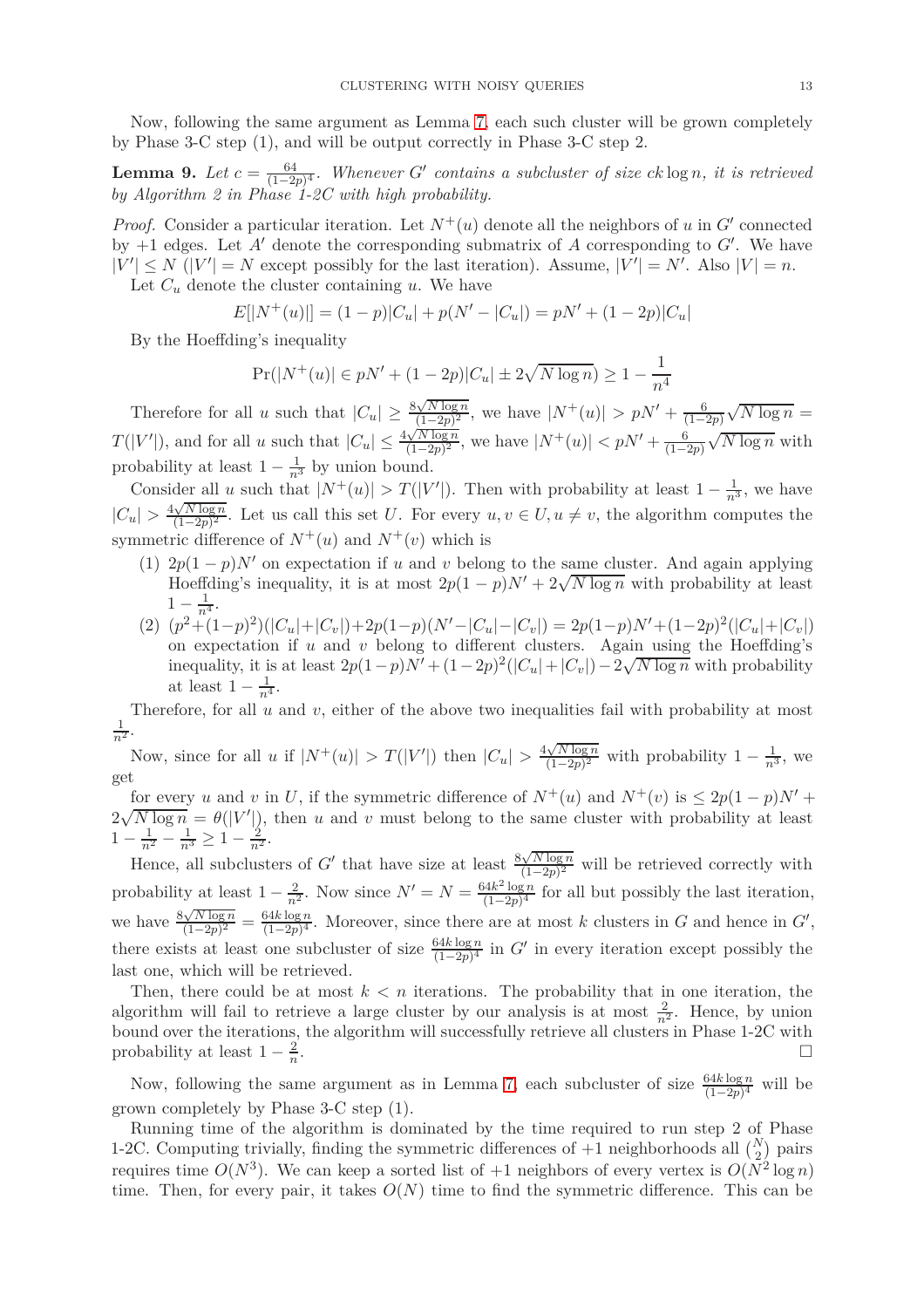Now, following the same argument as Lemma 7, each such cluster will be grown completely by Phase 3-C step (1), and will be output correctly in Phase 3-C step 2.

**Lemma 9.** *Let $c = \frac{64}{(1-2p)^4}$. Whenever $G'$ contains a subcluster of size $ck \log n$, it is retrieved by Algorithm 2 in Phase 1-2C with high probability.*

*Proof.* Consider a particular iteration. Let $N^+(u)$ denote all the neighbors of $u$ in $G'$ connected by $+1$ edges. Let $A'$ denote the corresponding submatrix of $A$ corresponding to $G'$. We have $|V'| \leq N$ ($|V'| = N$ except possibly for the last iteration). Assume, $|V'| = N'$. Also $|V| = n$.

Let $C_u$ denote the cluster containing $u$. We have

$$E[|N^+(u)|] = (1-p)|C_u| + p(N' - |C_u|) = pN' + (1-2p)|C_u|$$

By the Hoeffding's inequality

$$\Pr(|N^+(u)| \in pN' + (1-2p)|C_u| \pm 2\sqrt{N \log n}) \geq 1 - \frac{1}{n^4}$$

Therefore for all $u$ such that $|C_u| \geq \frac{8\sqrt{N \log n}}{(1-2p)^2}$, we have $|N^+(u)| > pN' + \frac{6}{(1-2p)}\sqrt{N \log n} = T(|V'|)$, and for all $u$ such that $|C_u| \leq \frac{4\sqrt{N \log n}}{(1-2p)^2}$, we have $|N^+(u)| < pN' + \frac{6}{(1-2p)}\sqrt{N \log n}$ with probability at least $1 - \frac{1}{n^3}$ by union bound.

Consider all $u$ such that $|N^+(u)| > T(|V'|)$. Then with probability at least $1 - \frac{1}{n^3}$, we have $|C_u| > \frac{4\sqrt{N \log n}}{(1-2p)^2}$. Let us call this set $U$. For every $u, v \in U, u \neq v$, the algorithm computes the symmetric difference of $N^+(u)$ and $N^+(v)$ which is

1. $2p(1-p)N'$ on expectation if $u$ and $v$ belong to the same cluster. And again applying Hoeffding's inequality, it is at most $2p(1-p)N' + 2\sqrt{N \log n}$ with probability at least $1 - \frac{1}{n^4}$.
2. $(p^2 + (1-p)^2)(|C_u| + |C_v|) + 2p(1-p)(N' - |C_u| - |C_v|) = 2p(1-p)N' + (1-2p)^2(|C_u| + |C_v|)$ on expectation if $u$ and $v$ belong to different clusters. Again using the Hoeffding's inequality, it is at least $2p(1-p)N' + (1-2p)^2(|C_u| + |C_v|) - 2\sqrt{N \log n}$ with probability at least $1 - \frac{1}{n^4}$.

Therefore, for all $u$ and $v$, either of the above two inequalities fail with probability at most $\frac{1}{n^2}$.

Now, since for all $u$ if $|N^+(u)| > T(|V'|)$ then $|C_u| > \frac{4\sqrt{N \log n}}{(1-2p)^2}$ with probability $1 - \frac{1}{n^3}$, we get

for every $u$ and $v$ in $U$, if the symmetric difference of $N^+(u)$ and $N^+(v)$ is $\leq 2p(1-p)N' + 2\sqrt{N \log n} = \theta(|V'|)$, then $u$ and $v$ must belong to the same cluster with probability at least $1 - \frac{1}{n^2} - \frac{1}{n^3} \geq 1 - \frac{2}{n^2}$.

Hence, all subclusters of $G'$ that have size at least $\frac{8\sqrt{N \log n}}{(1-2p)^2}$ will be retrieved correctly with probability at least $1 - \frac{2}{n^2}$. Now since $N' = N = \frac{64k^2 \log n}{(1-2p)^4}$ for all but possibly the last iteration, we have $\frac{8\sqrt{N \log n}}{(1-2p)^2} = \frac{64k \log n}{(1-2p)^4}$. Moreover, since there are at most $k$ clusters in $G$ and hence in $G'$, there exists at least one subcluster of size $\frac{64k \log n}{(1-2p)^4}$ in $G'$ in every iteration except possibly the last one, which will be retrieved.

Then, there could be at most $k < n$ iterations. The probability that in one iteration, the algorithm will fail to retrieve a large cluster by our analysis is at most $\frac{2}{n^2}$. Hence, by union bound over the iterations, the algorithm will successfully retrieve all clusters in Phase 1-2C with probability at least $1 - \frac{2}{n}$. □

Now, following the same argument as in Lemma 7, each subcluster of size $\frac{64k \log n}{(1-2p)^4}$ will be grown completely by Phase 3-C step (1).

Running time of the algorithm is dominated by the time required to run step 2 of Phase 1-2C. Computing trivially, finding the symmetric differences of $+1$ neighborhoods all $\binom{N}{2}$ pairs requires time $O(N^3)$. We can keep a sorted list of $+1$ neighbors of every vertex is $O(N^2 \log n)$ time. Then, for every pair, it takes $O(N)$ time to find the symmetric difference. This can be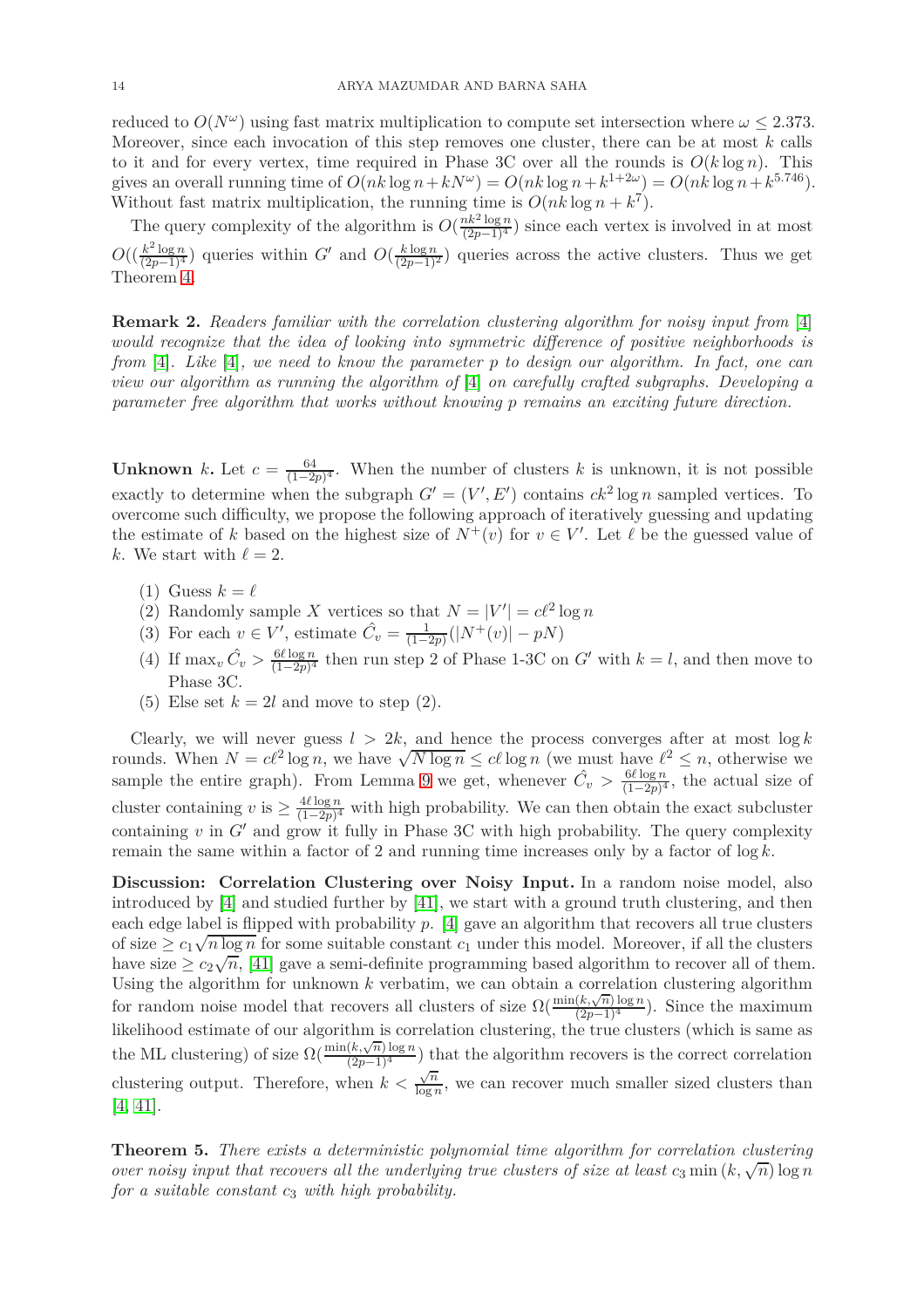reduced to $O(N^{\omega})$ using fast matrix multiplication to compute set intersection where $\omega \leq 2.373$. Moreover, since each invocation of this step removes one cluster, there can be at most $k$ calls to it and for every vertex, time required in Phase 3C over all the rounds is $O(k \log n)$. This gives an overall running time of $O(nk \log n + kN^{\omega}) = O(nk \log n + k^{1+2\omega}) = O(nk \log n + k^{5.746})$. Without fast matrix multiplication, the running time is $O(nk \log n + k^7)$.

The query complexity of the algorithm is $O(\frac{nk^2 \log n}{(2p-1)^4})$ since each vertex is involved in at most $O((\frac{k^2 \log n}{(2p-1)^4})$ queries within $G'$ and $O(\frac{k \log n}{(2p-1)^2})$ queries across the active clusters. Thus we get Theorem 4.

**Remark 2.** *Readers familiar with the correlation clustering algorithm for noisy input from [4] would recognize that the idea of looking into symmetric difference of positive neighborhoods is from [4]. Like [4], we need to know the parameter $p$ to design our algorithm. In fact, one can view our algorithm as running the algorithm of [4] on carefully crafted subgraphs. Developing a parameter free algorithm that works without knowing $p$ remains an exciting future direction.*

**Unknown $k$.** Let $c = \frac{64}{(1-2p)^4}$. When the number of clusters $k$ is unknown, it is not possible exactly to determine when the subgraph $G' = (V', E')$ contains $ck^2 \log n$ sampled vertices. To overcome such difficulty, we propose the following approach of iteratively guessing and updating the estimate of $k$ based on the highest size of $N^+(v)$ for $v \in V'$. Let $\ell$ be the guessed value of $k$. We start with $\ell = 2$.

(1) Guess $k = \ell$
(2) Randomly sample $X$ vertices so that $N = |V'| = c\ell^2 \log n$
(3) For each $v \in V'$, estimate $\hat{C}_v = \frac{1}{(1-2p)}(|N^+(v)| - pN)$
(4) If $\max_v \hat{C}_v > \frac{6\ell \log n}{(1-2p)^4}$ then run step 2 of Phase 1-3C on $G'$ with $k = l$, and then move to Phase 3C.
(5) Else set $k = 2l$ and move to step (2).

Clearly, we will never guess $l > 2k$, and hence the process converges after at most $\log k$ rounds. When $N = c\ell^2 \log n$, we have $\sqrt{N \log n} \leq c\ell \log n$ (we must have $\ell^2 \leq n$, otherwise we sample the entire graph). From Lemma 9 we get, whenever $\hat{C}_v > \frac{6\ell \log n}{(1-2p)^4}$, the actual size of cluster containing $v$ is $\geq \frac{4\ell \log n}{(1-2p)^4}$ with high probability. We can then obtain the exact subcluster containing $v$ in $G'$ and grow it fully in Phase 3C with high probability. The query complexity remain the same within a factor of 2 and running time increases only by a factor of $\log k$.

**Discussion: Correlation Clustering over Noisy Input.** In a random noise model, also introduced by [4] and studied further by [41], we start with a ground truth clustering, and then each edge label is flipped with probability $p$. [4] gave an algorithm that recovers all true clusters of size $\geq c_1\sqrt{n \log n}$ for some suitable constant $c_1$ under this model. Moreover, if all the clusters have size $\geq c_2\sqrt{n}$, [41] gave a semi-definite programming based algorithm to recover all of them. Using the algorithm for unknown $k$ verbatim, we can obtain a correlation clustering algorithm for random noise model that recovers all clusters of size $\Omega(\frac{\min(k,\sqrt{n}) \log n}{(2p-1)^4})$. Since the maximum likelihood estimate of our algorithm is correlation clustering, the true clusters (which is same as the ML clustering) of size $\Omega(\frac{\min(k,\sqrt{n}) \log n}{(2p-1)^4})$ that the algorithm recovers is the correct correlation clustering output. Therefore, when $k < \frac{\sqrt{n}}{\log n}$, we can recover much smaller sized clusters than [4, 41].

**Theorem 5.** *There exists a deterministic polynomial time algorithm for correlation clustering over noisy input that recovers all the underlying true clusters of size at least $c_3 \min(k, \sqrt{n}) \log n$ for a suitable constant $c_3$ with high probability.*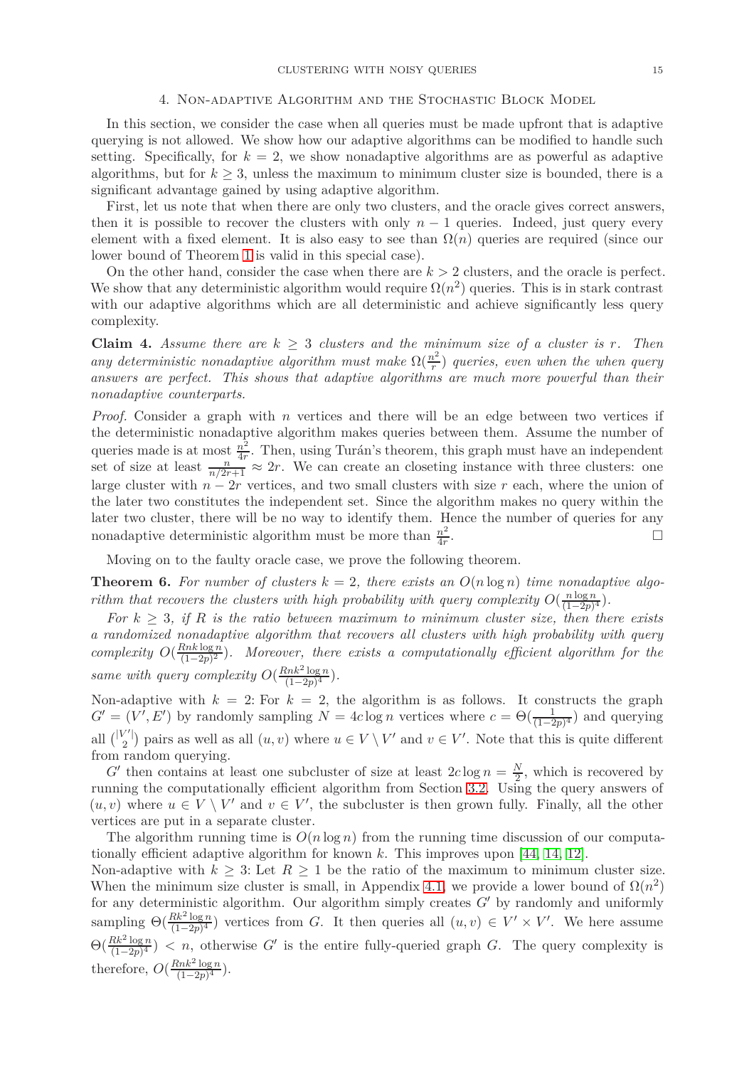## 4. Non-adaptive Algorithm and the Stochastic Block Model

In this section, we consider the case when all queries must be made upfront that is adaptive querying is not allowed. We show how our adaptive algorithms can be modified to handle such setting. Specifically, for $k = 2$, we show nonadaptive algorithms are as powerful as adaptive algorithms, but for $k \geq 3$, unless the maximum to minimum cluster size is bounded, there is a significant advantage gained by using adaptive algorithm.

First, let us note that when there are only two clusters, and the oracle gives correct answers, then it is possible to recover the clusters with only $n-1$ queries. Indeed, just query every element with a fixed element. It is also easy to see than $\Omega(n)$ queries are required (since our lower bound of Theorem 1 is valid in this special case).

On the other hand, consider the case when there are $k > 2$ clusters, and the oracle is perfect. We show that any deterministic algorithm would require $\Omega(n^2)$ queries. This is in stark contrast with our adaptive algorithms which are all deterministic and achieve significantly less query complexity.

**Claim 4.** *Assume there are $k \geq 3$ clusters and the minimum size of a cluster is $r$. Then any deterministic nonadaptive algorithm must make $\Omega(\frac{n^2}{r})$ queries, even when the when query answers are perfect. This shows that adaptive algorithms are much more powerful than their nonadaptive counterparts.*

*Proof.* Consider a graph with $n$ vertices and there will be an edge between two vertices if the deterministic nonadaptive algorithm makes queries between them. Assume the number of queries made is at most $\frac{n^2}{4r}$. Then, using Turán's theorem, this graph must have an independent set of size at least $\frac{n}{n/2r+1} \approx 2r$. We can create an closeting instance with three clusters: one large cluster with $n - 2r$ vertices, and two small clusters with size $r$ each, where the union of the later two constitutes the independent set. Since the algorithm makes no query within the later two cluster, there will be no way to identify them. Hence the number of queries for any nonadaptive deterministic algorithm must be more than $\frac{n^2}{4r}$. $\square$

Moving on to the faulty oracle case, we prove the following theorem.

**Theorem 6.** *For number of clusters $k = 2$, there exists an $O(n \log n)$ time nonadaptive algorithm that recovers the clusters with high probability with query complexity $O(\frac{n \log n}{(1-2p)^4})$.*

*For $k \geq 3$, if $R$ is the ratio between maximum to minimum cluster size, then there exists a randomized nonadaptive algorithm that recovers all clusters with high probability with query complexity $O(\frac{Rnk \log n}{(1-2p)^2})$. Moreover, there exists a computationally efficient algorithm for the same with query complexity $O(\frac{Rnk^2 \log n}{(1-2p)^4})$.*

Non-adaptive with $k = 2$: For $k = 2$, the algorithm is as follows. It constructs the graph $G' = (V', E')$ by randomly sampling $N = 4c \log n$ vertices where $c = \Theta(\frac{1}{(1-2p)^4})$ and querying all $\binom{|V'|}{2}$ pairs as well as all $(u, v)$ where $u \in V \setminus V'$ and $v \in V'$. Note that this is quite different from random querying.

$G'$ then contains at least one subcluster of size at least $2c \log n = \frac{N}{2}$, which is recovered by running the computationally efficient algorithm from Section 3.2. Using the query answers of $(u, v)$ where $u \in V \setminus V'$ and $v \in V'$, the subcluster is then grown fully. Finally, all the other vertices are put in a separate cluster.

The algorithm running time is $O(n \log n)$ from the running time discussion of our computationally efficient adaptive algorithm for known $k$. This improves upon [44, 14, 12].

Non-adaptive with $k \geq 3$: Let $R \geq 1$ be the ratio of the maximum to minimum cluster size. When the minimum size cluster is small, in Appendix 4.1, we provide a lower bound of $\Omega(n^2)$ for any deterministic algorithm. Our algorithm simply creates $G'$ by randomly and uniformly sampling $\Theta(\frac{Rk^2 \log n}{(1-2p)^4})$ vertices from $G$. It then queries all $(u, v) \in V' \times V'$. We here assume $\Theta(\frac{Rk^2 \log n}{(1-2p)^4}) < n$, otherwise $G'$ is the entire fully-queried graph $G$. The query complexity is therefore, $O(\frac{Rnk^2 \log n}{(1-2p)^4})$.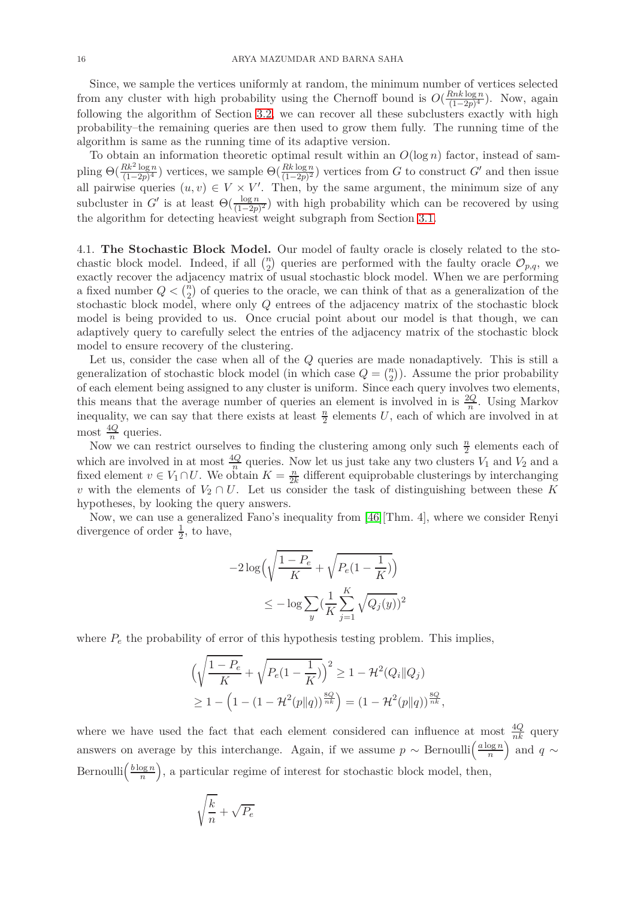Since, we sample the vertices uniformly at random, the minimum number of vertices selected from any cluster with high probability using the Chernoff bound is $O(\frac{Rnk\log n}{(1-2p)^4})$. Now, again following the algorithm of Section 3.2, we can recover all these subclusters exactly with high probability–the remaining queries are then used to grow them fully. The running time of the algorithm is same as the running time of its adaptive version.

To obtain an information theoretic optimal result within an $O(\log n)$ factor, instead of sampling $\Theta(\frac{Rk^2\log n}{(1-2p)^4})$ vertices, we sample $\Theta(\frac{Rk\log n}{(1-2p)^2})$ vertices from $G$ to construct $G'$ and then issue all pairwise queries $(u,v) \in V \times V'$. Then, by the same argument, the minimum size of any subcluster in $G'$ is at least $\Theta(\frac{\log n}{(1-2p)^2})$ with high probability which can be recovered by using the algorithm for detecting heaviest weight subgraph from Section 3.1.

4.1. **The Stochastic Block Model.** Our model of faulty oracle is closely related to the stochastic block model. Indeed, if all $\binom{n}{2}$ queries are performed with the faulty oracle $\mathcal{O}_{p,q}$, we exactly recover the adjacency matrix of usual stochastic block model. When we are performing a fixed number $Q < \binom{n}{2}$ of queries to the oracle, we can think of that as a generalization of the stochastic block model, where only $Q$ entrees of the adjacency matrix of the stochastic block model is being provided to us. Once crucial point about our model is that though, we can adaptively query to carefully select the entries of the adjacency matrix of the stochastic block model to ensure recovery of the clustering.

Let us, consider the case when all of the $Q$ queries are made nonadaptively. This is still a generalization of stochastic block model (in which case $Q = \binom{n}{2}$). Assume the prior probability of each element being assigned to any cluster is uniform. Since each query involves two elements, this means that the average number of queries an element is involved in is $\frac{2Q}{n}$. Using Markov inequality, we can say that there exists at least $\frac{n}{2}$ elements $U$, each of which are involved in at most $\frac{4Q}{n}$ queries.

Now we can restrict ourselves to finding the clustering among only such $\frac{n}{2}$ elements each of which are involved in at most $\frac{4Q}{n}$ queries. Now let us just take any two clusters $V_1$ and $V_2$ and a fixed element $v \in V_1 \cap U$. We obtain $K = \frac{n}{2k}$ different equiprobable clusterings by interchanging $v$ with the elements of $V_2 \cap U$. Let us consider the task of distinguishing between these $K$ hypotheses, by looking the query answers.

Now, we can use a generalized Fano's inequality from [46][Thm. 4], where we consider Renyi divergence of order $\frac{1}{2}$, to have,

$$
\begin{aligned}
-2\log\Big(\sqrt{\frac{1-P_e}{K}} + \sqrt{P_e(1-\frac{1}{K})}\Big) \\
\leq -\log \sum_y \big(\frac{1}{K}\sum_{j=1}^{K}\sqrt{Q_j(y)}\big)^2
\end{aligned}
$$

where $P_e$ the probability of error of this hypothesis testing problem. This implies,

$$
\begin{aligned}
&\Big(\sqrt{\frac{1-P_e}{K}} + \sqrt{P_e(1-\frac{1}{K})}\Big)^2 \geq 1 - \mathcal{H}^2(Q_i\|Q_j) \\
&\geq 1 - \Big(1 - (1-\mathcal{H}^2(p\|q))^{\frac{8Q}{nk}}\Big) = (1-\mathcal{H}^2(p\|q))^{\frac{8Q}{nk}},
\end{aligned}
$$

where we have used the fact that each element considered can influence at most $\frac{4Q}{nk}$ query answers on average by this interchange. Again, if we assume $p \sim \text{Bernoulli}\Big(\frac{a\log n}{n}\Big)$ and $q \sim \text{Bernoulli}\Big(\frac{b\log n}{n}\Big)$, a particular regime of interest for stochastic block model, then,

$$
\sqrt{\frac{k}{n}} + \sqrt{P_e}
$$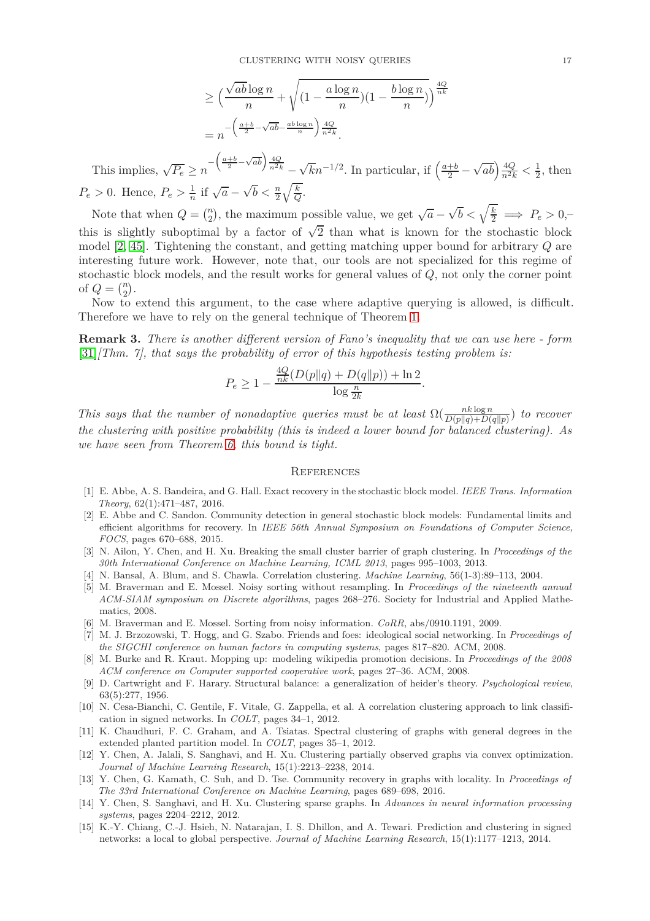$$\geq \Big(\frac{\sqrt{ab}\log n}{n} + \sqrt{(1-\frac{a\log n}{n})(1-\frac{b\log n}{n})}\Big)^{\frac{4Q}{nk}}$$

$$= n^{-\left(\frac{a+b}{2}-\sqrt{ab}-\frac{ab\log n}{n}\right)\frac{4Q}{n^2k}}.$$

This implies, $\sqrt{P_e} \geq n^{-\left(\frac{a+b}{2}-\sqrt{ab}\right)\frac{4Q}{n^2k}} - \sqrt{k}n^{-1/2}$. In particular, if $\left(\frac{a+b}{2}-\sqrt{ab}\right)\frac{4Q}{n^2k} < \frac{1}{2}$, then $P_e > 0$. Hence, $P_e > \frac{1}{n}$ if $\sqrt{a}-\sqrt{b} < \frac{n}{2}\sqrt{\frac{k}{Q}}$.

Note that when $Q = \binom{n}{2}$, the maximum possible value, we get $\sqrt{a}-\sqrt{b} < \sqrt{\frac{k}{2}} \implies P_e > 0$,– this is slightly suboptimal by a factor of $\sqrt{2}$ than what is known for the stochastic block model [2, 45]. Tightening the constant, and getting matching upper bound for arbitrary $Q$ are interesting future work. However, note that, our tools are not specialized for this regime of stochastic block models, and the result works for general values of $Q$, not only the corner point of $Q = \binom{n}{2}$.

Now to extend this argument, to the case where adaptive querying is allowed, is difficult. Therefore we have to rely on the general technique of Theorem 1.

**Remark 3.** *There is another different version of Fano's inequality that we can use here - form [31][Thm. 7], that says the probability of error of this hypothesis testing problem is:*

$$P_e \geq 1 - \frac{\frac{4Q}{nk}(D(p\|q)+D(q\|p)) + \ln 2}{\log \frac{n}{2k}}.$$

*This says that the number of nonadaptive queries must be at least $\Omega(\frac{nk\log n}{D(p\|q)+D(q\|p)})$ to recover the clustering with positive probability (this is indeed a lower bound for balanced clustering). As we have seen from Theorem 6, this bound is tight.*

## References

[1] E. Abbe, A. S. Bandeira, and G. Hall. Exact recovery in the stochastic block model. *IEEE Trans. Information Theory*, 62(1):471–487, 2016.

[2] E. Abbe and C. Sandon. Community detection in general stochastic block models: Fundamental limits and efficient algorithms for recovery. In *IEEE 56th Annual Symposium on Foundations of Computer Science, FOCS*, pages 670–688, 2015.

[3] N. Ailon, Y. Chen, and H. Xu. Breaking the small cluster barrier of graph clustering. In *Proceedings of the 30th International Conference on Machine Learning, ICML 2013*, pages 995–1003, 2013.

[4] N. Bansal, A. Blum, and S. Chawla. Correlation clustering. *Machine Learning*, 56(1-3):89–113, 2004.

[5] M. Braverman and E. Mossel. Noisy sorting without resampling. In *Proceedings of the nineteenth annual ACM-SIAM symposium on Discrete algorithms*, pages 268–276. Society for Industrial and Applied Mathematics, 2008.

[6] M. Braverman and E. Mossel. Sorting from noisy information. *CoRR*, abs/0910.1191, 2009.

[7] M. J. Brzozowski, T. Hogg, and G. Szabo. Friends and foes: ideological social networking. In *Proceedings of the SIGCHI conference on human factors in computing systems*, pages 817–820. ACM, 2008.

[8] M. Burke and R. Kraut. Mopping up: modeling wikipedia promotion decisions. In *Proceedings of the 2008 ACM conference on Computer supported cooperative work*, pages 27–36. ACM, 2008.

[9] D. Cartwright and F. Harary. Structural balance: a generalization of heider's theory. *Psychological review*, 63(5):277, 1956.

[10] N. Cesa-Bianchi, C. Gentile, F. Vitale, G. Zappella, et al. A correlation clustering approach to link classification in signed networks. In *COLT*, pages 34–1, 2012.

[11] K. Chaudhuri, F. C. Graham, and A. Tsiatas. Spectral clustering of graphs with general degrees in the extended planted partition model. In *COLT*, pages 35–1, 2012.

[12] Y. Chen, A. Jalali, S. Sanghavi, and H. Xu. Clustering partially observed graphs via convex optimization. *Journal of Machine Learning Research*, 15(1):2213–2238, 2014.

[13] Y. Chen, G. Kamath, C. Suh, and D. Tse. Community recovery in graphs with locality. In *Proceedings of The 33rd International Conference on Machine Learning*, pages 689–698, 2016.

[14] Y. Chen, S. Sanghavi, and H. Xu. Clustering sparse graphs. In *Advances in neural information processing systems*, pages 2204–2212, 2012.

[15] K.-Y. Chiang, C.-J. Hsieh, N. Natarajan, I. S. Dhillon, and A. Tewari. Prediction and clustering in signed networks: a local to global perspective. *Journal of Machine Learning Research*, 15(1):1177–1213, 2014.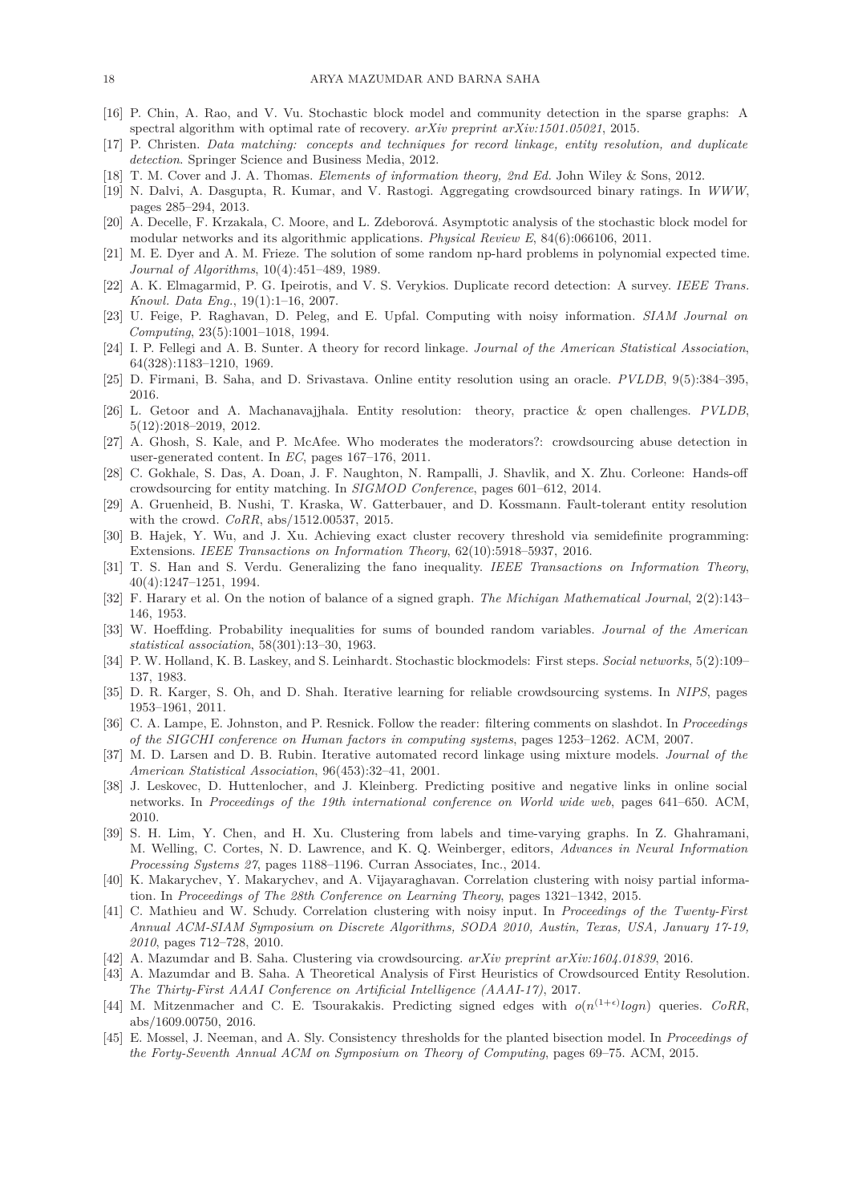[16] P. Chin, A. Rao, and V. Vu. Stochastic block model and community detection in the sparse graphs: A spectral algorithm with optimal rate of recovery. *arXiv preprint arXiv:1501.05021*, 2015.

[17] P. Christen. *Data matching: concepts and techniques for record linkage, entity resolution, and duplicate detection*. Springer Science and Business Media, 2012.

[18] T. M. Cover and J. A. Thomas. *Elements of information theory, 2nd Ed.* John Wiley & Sons, 2012.

[19] N. Dalvi, A. Dasgupta, R. Kumar, and V. Rastogi. Aggregating crowdsourced binary ratings. In *WWW*, pages 285–294, 2013.

[20] A. Decelle, F. Krzakala, C. Moore, and L. Zdeborová. Asymptotic analysis of the stochastic block model for modular networks and its algorithmic applications. *Physical Review E*, 84(6):066106, 2011.

[21] M. E. Dyer and A. M. Frieze. The solution of some random np-hard problems in polynomial expected time. *Journal of Algorithms*, 10(4):451–489, 1989.

[22] A. K. Elmagarmid, P. G. Ipeirotis, and V. S. Verykios. Duplicate record detection: A survey. *IEEE Trans. Knowl. Data Eng.*, 19(1):1–16, 2007.

[23] U. Feige, P. Raghavan, D. Peleg, and E. Upfal. Computing with noisy information. *SIAM Journal on Computing*, 23(5):1001–1018, 1994.

[24] I. P. Fellegi and A. B. Sunter. A theory for record linkage. *Journal of the American Statistical Association*, 64(328):1183–1210, 1969.

[25] D. Firmani, B. Saha, and D. Srivastava. Online entity resolution using an oracle. *PVLDB*, 9(5):384–395, 2016.

[26] L. Getoor and A. Machanavajjhala. Entity resolution: theory, practice & open challenges. *PVLDB*, 5(12):2018–2019, 2012.

[27] A. Ghosh, S. Kale, and P. McAfee. Who moderates the moderators?: crowdsourcing abuse detection in user-generated content. In *EC*, pages 167–176, 2011.

[28] C. Gokhale, S. Das, A. Doan, J. F. Naughton, N. Rampalli, J. Shavlik, and X. Zhu. Corleone: Hands-off crowdsourcing for entity matching. In *SIGMOD Conference*, pages 601–612, 2014.

[29] A. Gruenheid, B. Nushi, T. Kraska, W. Gatterbauer, and D. Kossmann. Fault-tolerant entity resolution with the crowd. *CoRR*, abs/1512.00537, 2015.

[30] B. Hajek, Y. Wu, and J. Xu. Achieving exact cluster recovery threshold via semidefinite programming: Extensions. *IEEE Transactions on Information Theory*, 62(10):5918–5937, 2016.

[31] T. S. Han and S. Verdu. Generalizing the fano inequality. *IEEE Transactions on Information Theory*, 40(4):1247–1251, 1994.

[32] F. Harary et al. On the notion of balance of a signed graph. *The Michigan Mathematical Journal*, 2(2):143–146, 1953.

[33] W. Hoeffding. Probability inequalities for sums of bounded random variables. *Journal of the American statistical association*, 58(301):13–30, 1963.

[34] P. W. Holland, K. B. Laskey, and S. Leinhardt. Stochastic blockmodels: First steps. *Social networks*, 5(2):109–137, 1983.

[35] D. R. Karger, S. Oh, and D. Shah. Iterative learning for reliable crowdsourcing systems. In *NIPS*, pages 1953–1961, 2011.

[36] C. A. Lampe, E. Johnston, and P. Resnick. Follow the reader: filtering comments on slashdot. In *Proceedings of the SIGCHI conference on Human factors in computing systems*, pages 1253–1262. ACM, 2007.

[37] M. D. Larsen and D. B. Rubin. Iterative automated record linkage using mixture models. *Journal of the American Statistical Association*, 96(453):32–41, 2001.

[38] J. Leskovec, D. Huttenlocher, and J. Kleinberg. Predicting positive and negative links in online social networks. In *Proceedings of the 19th international conference on World wide web*, pages 641–650. ACM, 2010.

[39] S. H. Lim, Y. Chen, and H. Xu. Clustering from labels and time-varying graphs. In Z. Ghahramani, M. Welling, C. Cortes, N. D. Lawrence, and K. Q. Weinberger, editors, *Advances in Neural Information Processing Systems 27*, pages 1188–1196. Curran Associates, Inc., 2014.

[40] K. Makarychev, Y. Makarychev, and A. Vijayaraghavan. Correlation clustering with noisy partial information. In *Proceedings of The 28th Conference on Learning Theory*, pages 1321–1342, 2015.

[41] C. Mathieu and W. Schudy. Correlation clustering with noisy input. In *Proceedings of the Twenty-First Annual ACM-SIAM Symposium on Discrete Algorithms, SODA 2010, Austin, Texas, USA, January 17-19, 2010*, pages 712–728, 2010.

[42] A. Mazumdar and B. Saha. Clustering via crowdsourcing. *arXiv preprint arXiv:1604.01839*, 2016.

[43] A. Mazumdar and B. Saha. A Theoretical Analysis of First Heuristics of Crowdsourced Entity Resolution. *The Thirty-First AAAI Conference on Artificial Intelligence (AAAI-17)*, 2017.

[44] M. Mitzenmacher and C. E. Tsourakakis. Predicting signed edges with $o(n^{(1+\epsilon)} logn)$ queries. *CoRR*, abs/1609.00750, 2016.

[45] E. Mossel, J. Neeman, and A. Sly. Consistency thresholds for the planted bisection model. In *Proceedings of the Forty-Seventh Annual ACM on Symposium on Theory of Computing*, pages 69–75. ACM, 2015.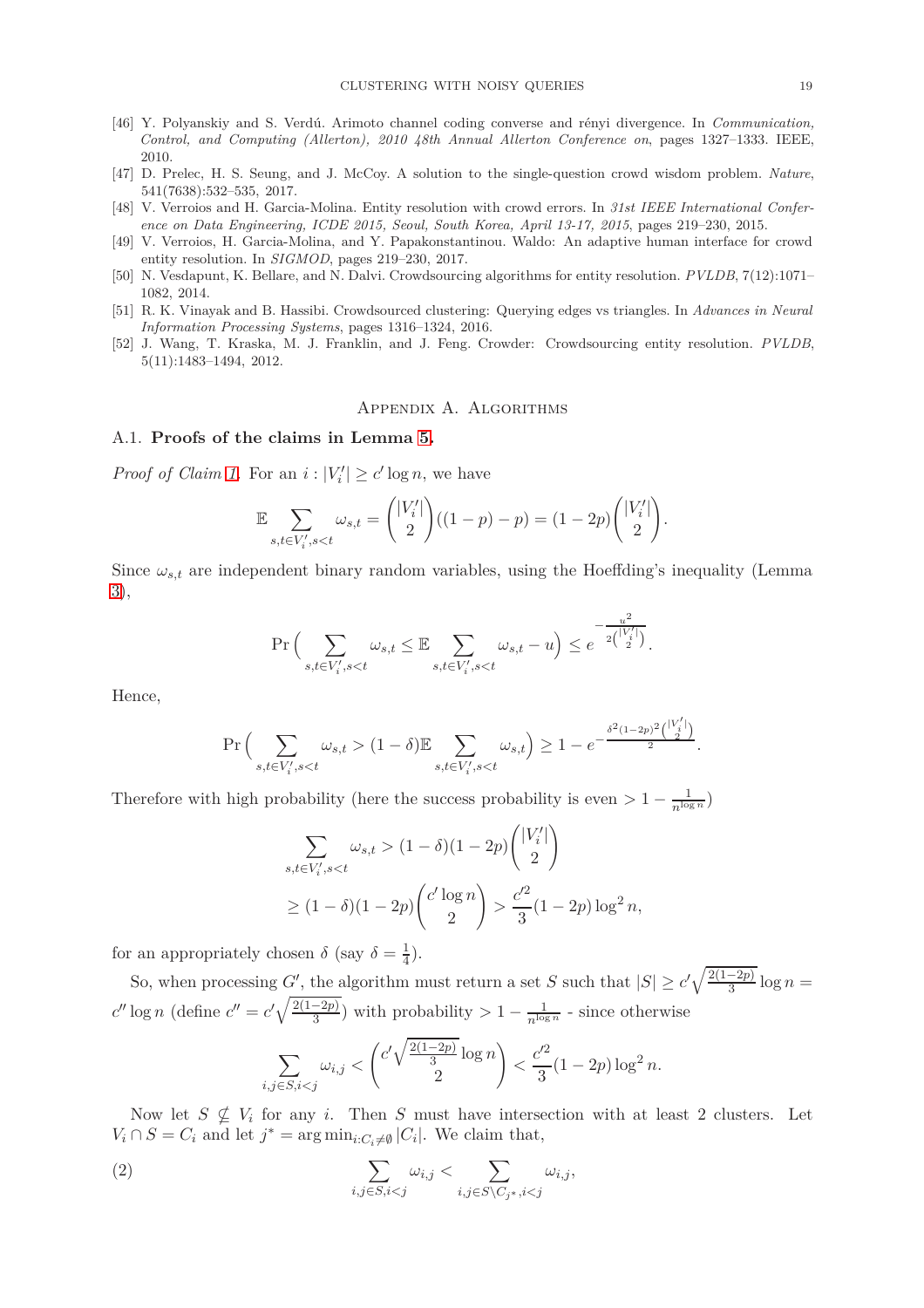[46] Y. Polyanskiy and S. Verdú. Arimoto channel coding converse and rényi divergence. In *Communication, Control, and Computing (Allerton), 2010 48th Annual Allerton Conference on*, pages 1327–1333. IEEE, 2010.

[47] D. Prelec, H. S. Seung, and J. McCoy. A solution to the single-question crowd wisdom problem. *Nature*, 541(7638):532–535, 2017.

[48] V. Verroios and H. Garcia-Molina. Entity resolution with crowd errors. In *31st IEEE International Conference on Data Engineering, ICDE 2015, Seoul, South Korea, April 13-17, 2015*, pages 219–230, 2015.

[49] V. Verroios, H. Garcia-Molina, and Y. Papakonstantinou. Waldo: An adaptive human interface for crowd entity resolution. In *SIGMOD*, pages 219–230, 2017.

[50] N. Vesdapunt, K. Bellare, and N. Dalvi. Crowdsourcing algorithms for entity resolution. *PVLDB*, 7(12):1071–1082, 2014.

[51] R. K. Vinayak and B. Hassibi. Crowdsourced clustering: Querying edges vs triangles. In *Advances in Neural Information Processing Systems*, pages 1316–1324, 2016.

[52] J. Wang, T. Kraska, M. J. Franklin, and J. Feng. Crowder: Crowdsourcing entity resolution. *PVLDB*, 5(11):1483–1494, 2012.

## Appendix A. Algorithms

### A.1. Proofs of the claims in Lemma 5.

*Proof of Claim 1.* For an $i : |V_i'| \geq c' \log n$, we have

$$\mathbb{E} \sum_{s,t \in V_i', s<t} \omega_{s,t} = \binom{|V_i'|}{2}((1-p) - p) = (1-2p)\binom{|V_i'|}{2}.$$

Since $\omega_{s,t}$ are independent binary random variables, using the Hoeffding's inequality (Lemma 3),

$$\Pr\Big( \sum_{s,t \in V_i', s<t} \omega_{s,t} \leq \mathbb{E} \sum_{s,t \in V_i', s<t} \omega_{s,t} - u \Big) \leq e^{-\frac{u^2}{2\binom{|V_i'|}{2}}}.$$

Hence,

$$\Pr\Big( \sum_{s,t \in V_i', s<t} \omega_{s,t} > (1-\delta)\mathbb{E} \sum_{s,t \in V_i', s<t} \omega_{s,t} \Big) \geq 1 - e^{-\frac{\delta^2(1-2p)^2\binom{|V_i'|}{2}}{2}}.$$

Therefore with high probability (here the success probability is even $> 1 - \frac{1}{n^{\log n}}$)

$$\begin{aligned}
\sum_{s,t \in V_i', s<t} \omega_{s,t} &> (1-\delta)(1-2p)\binom{|V_i'|}{2} \\
&\geq (1-\delta)(1-2p)\binom{c' \log n}{2} > \frac{c'^2}{3}(1-2p)\log^2 n,
\end{aligned}$$

for an appropriately chosen $\delta$ (say $\delta = \frac{1}{4}$).

So, when processing $G'$, the algorithm must return a set $S$ such that $|S| \geq c'\sqrt{\frac{2(1-2p)}{3}} \log n = c'' \log n$ (define $c'' = c'\sqrt{\frac{2(1-2p)}{3}}$) with probability $> 1 - \frac{1}{n^{\log n}}$ - since otherwise

$$\sum_{i,j \in S, i<j} \omega_{i,j} < \binom{c'\sqrt{\frac{2(1-2p)}{3}} \log n}{2} < \frac{c'^2}{3}(1-2p)\log^2 n.$$

Now let $S \nsubseteq V_i$ for any $i$. Then $S$ must have intersection with at least 2 clusters. Let $V_i \cap S = C_i$ and let $j^* = \arg\min_{i: C_i \neq \emptyset} |C_i|$. We claim that,

$$\sum_{i,j \in S, i<j} \omega_{i,j} < \sum_{i,j \in S \setminus C_{j^*}, i<j} \omega_{i,j}, \tag{2}$$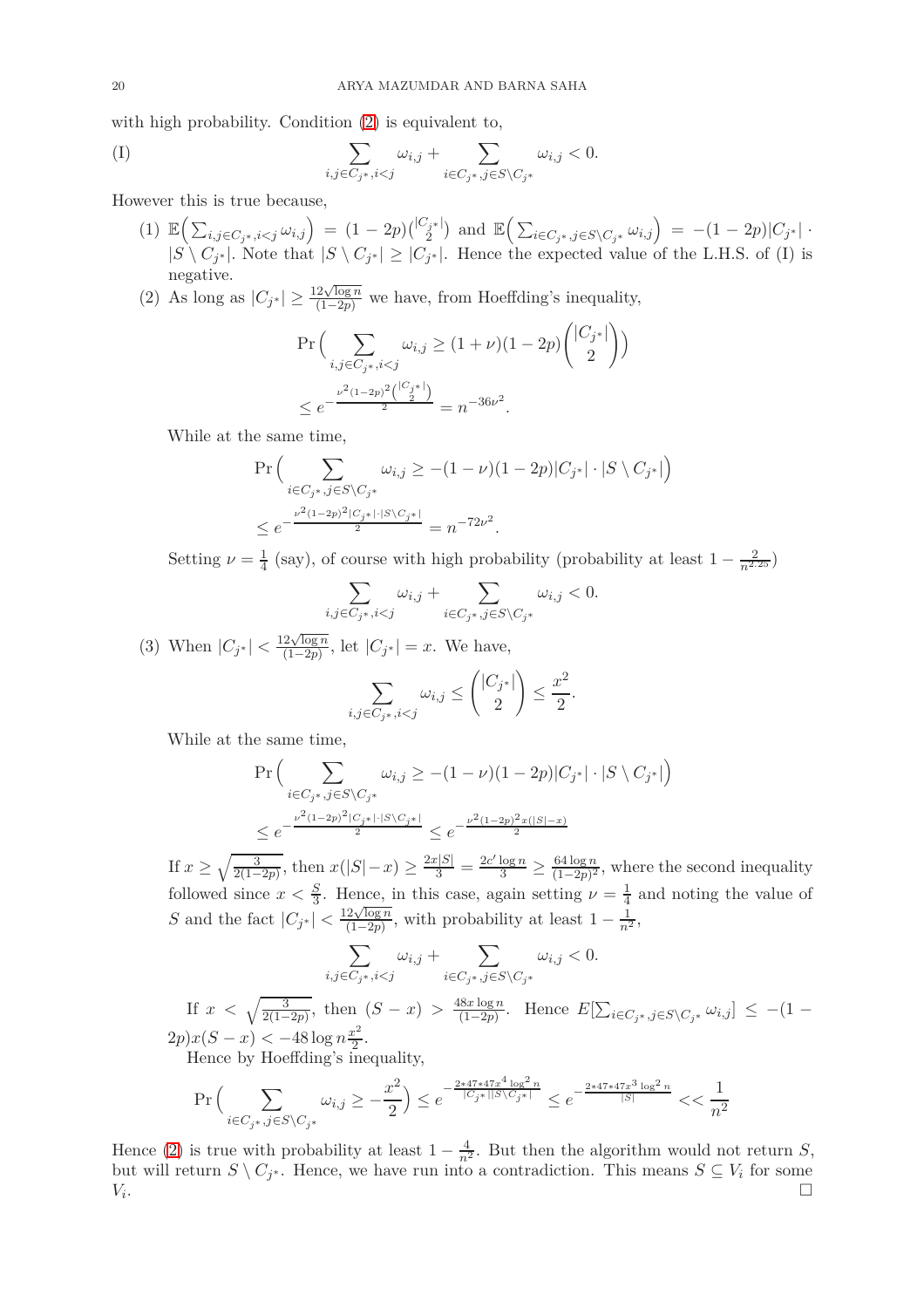with high probability. Condition (2) is equivalent to,

$$\text{(I)} \qquad \sum_{i,j \in C_{j^*}, i<j} \omega_{i,j} + \sum_{i \in C_{j^*}, j \in S \setminus C_{j^*}} \omega_{i,j} < 0.$$

However this is true because,

(1) $\mathbb{E}\Big(\sum_{i,j \in C_{j^*}, i<j} \omega_{i,j}\Big) = (1-2p)\binom{|C_{j^*}|}{2}$ and $\mathbb{E}\Big(\sum_{i \in C_{j^*}, j \in S \setminus C_{j^*}} \omega_{i,j}\Big) = -(1-2p)|C_{j^*}| \cdot |S \setminus C_{j^*}|$. Note that $|S \setminus C_{j^*}| \geq |C_{j^*}|$. Hence the expected value of the L.H.S. of (I) is negative.

(2) As long as $|C_{j^*}| \geq \frac{12\sqrt{\log n}}{(1-2p)}$ we have, from Hoeffding's inequality,

$$\Pr\Big(\sum_{i,j \in C_{j^*}, i<j} \omega_{i,j} \geq (1+\nu)(1-2p)\binom{|C_{j^*}|}{2}\Big)$$
$$\leq e^{-\frac{\nu^2(1-2p)^2\binom{|C_{j^*}|}{2}}{2}} = n^{-36\nu^2}.$$

While at the same time,

$$\Pr\Big(\sum_{i \in C_{j^*}, j \in S \setminus C_{j^*}} \omega_{i,j} \geq -(1-\nu)(1-2p)|C_{j^*}| \cdot |S \setminus C_{j^*}|\Big)$$
$$\leq e^{-\frac{\nu^2(1-2p)^2|C_{j^*}| \cdot |S \setminus C_{j^*}|}{2}} = n^{-72\nu^2}.$$

Setting $\nu = \frac{1}{4}$ (say), of course with high probability (probability at least $1 - \frac{2}{n^{2.25}}$)

$$\sum_{i,j \in C_{j^*}, i<j} \omega_{i,j} + \sum_{i \in C_{j^*}, j \in S \setminus C_{j^*}} \omega_{i,j} < 0.$$

(3) When $|C_{j^*}| < \frac{12\sqrt{\log n}}{(1-2p)}$, let $|C_{j^*}| = x$. We have,

$$\sum_{i,j \in C_{j^*}, i<j} \omega_{i,j} \leq \binom{|C_{j^*}|}{2} \leq \frac{x^2}{2}.$$

While at the same time,

$$\Pr\Big(\sum_{i \in C_{j^*}, j \in S \setminus C_{j^*}} \omega_{i,j} \geq -(1-\nu)(1-2p)|C_{j^*}| \cdot |S \setminus C_{j^*}|\Big)$$
$$\leq e^{-\frac{\nu^2(1-2p)^2|C_{j^*}| \cdot |S \setminus C_{j^*}|}{2}} \leq e^{-\frac{\nu^2(1-2p)^2 x(|S|-x)}{2}}$$

If $x \geq \sqrt{\frac{3}{2(1-2p)}}$, then $x(|S|-x) \geq \frac{2x|S|}{3} = \frac{2c' \log n}{3} \geq \frac{64 \log n}{(1-2p)^2}$, where the second inequality followed since $x < \frac{S}{3}$. Hence, in this case, again setting $\nu = \frac{1}{4}$ and noting the value of $S$ and the fact $|C_{j^*}| < \frac{12\sqrt{\log n}}{(1-2p)}$, with probability at least $1 - \frac{1}{n^2}$,

$$\sum_{i,j \in C_{j^*}, i<j} \omega_{i,j} + \sum_{i \in C_{j^*}, j \in S \setminus C_{j^*}} \omega_{i,j} < 0.$$

If $x < \sqrt{\frac{3}{2(1-2p)}}$, then $(S-x) > \frac{48x \log n}{(1-2p)}$. Hence $E[\sum_{i \in C_{j^*}, j \in S \setminus C_{j^*}} \omega_{i,j}] \leq -(1-2p)x(S-x) < -48 \log n \frac{x^2}{2}$.

Hence by Hoeffding's inequality,

$$\Pr\Big(\sum_{i \in C_{j^*}, j \in S \setminus C_{j^*}} \omega_{i,j} \geq -\frac{x^2}{2}\Big) \leq e^{-\frac{2*47*47x^4 \log^2 n}{|C_{j^*}||S \setminus C_{j^*}|}} \leq e^{-\frac{2*47*47x^3 \log^2 n}{|S|}} << \frac{1}{n^2}$$

Hence (2) is true with probability at least $1 - \frac{4}{n^2}$. But then the algorithm would not return $S$, but will return $S \setminus C_{j^*}$. Hence, we have run into a contradiction. This means $S \subseteq V_i$ for some $V_i$. □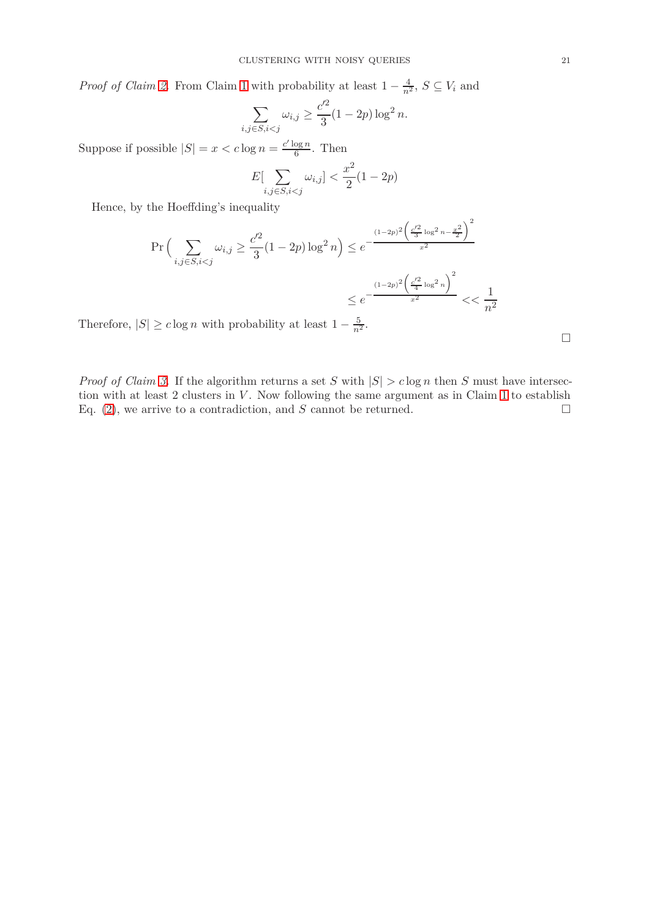*Proof of Claim 2.* From Claim 1 with probability at least $1 - \frac{4}{n^2}$, $S \subseteq V_i$ and

$$\sum_{i,j \in S, i<j} \omega_{i,j} \geq \frac{c'^2}{3}(1-2p)\log^2 n.$$

Suppose if possible $|S| = x < c \log n = \frac{c' \log n}{6}$. Then

$$E[\sum_{i,j \in S, i<j} \omega_{i,j}] < \frac{x^2}{2}(1-2p)$$

Hence, by the Hoeffding's inequality

$$\Pr\Big(\sum_{i,j \in S, i<j} \omega_{i,j} \geq \frac{c'^2}{3}(1-2p)\log^2 n\Big) \leq e^{-\frac{(1-2p)^2\left(\frac{c'^2}{3}\log^2 n - \frac{x^2}{2}\right)^2}{x^2}}$$

$$\leq e^{-\frac{(1-2p)^2\left(\frac{c'^2}{4}\log^2 n\right)^2}{x^2}} << \frac{1}{n^2}$$

Therefore, $|S| \geq c \log n$ with probability at least $1 - \frac{5}{n^2}$. □

*Proof of Claim 3.* If the algorithm returns a set $S$ with $|S| > c \log n$ then $S$ must have intersection with at least 2 clusters in $V$. Now following the same argument as in Claim 1 to establish Eq. (2), we arrive to a contradiction, and $S$ cannot be returned. □